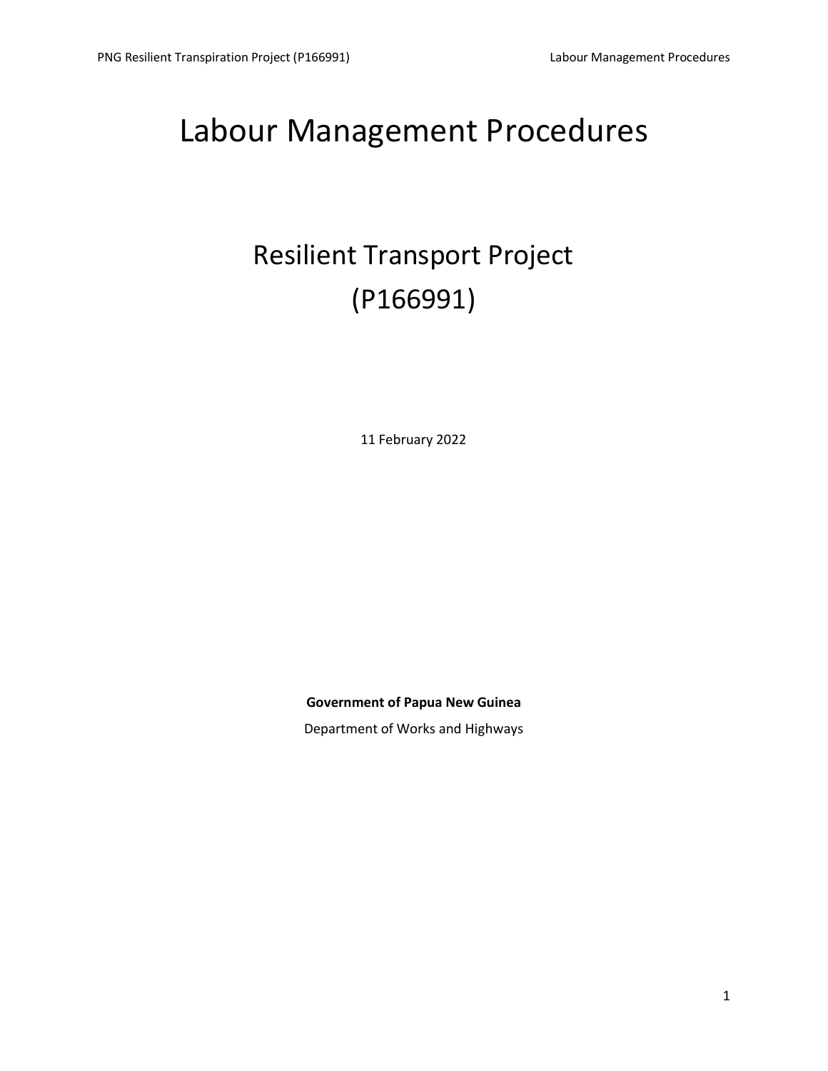# Labour Management Procedures

# Resilient Transport Project
# (P166991)

11 February 2022

**Government of Papua New Guinea**

Department of Works and Highways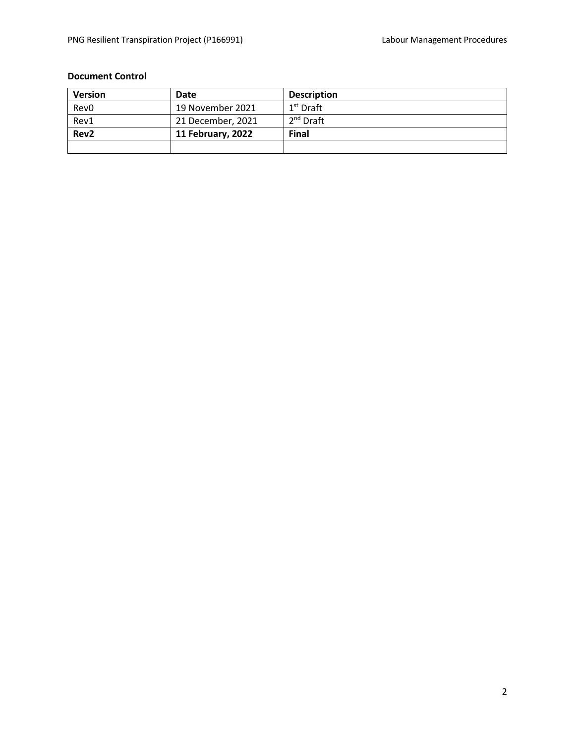**Document Control**

| Version | Date | Description |
| --- | --- | --- |
| Rev0 | 19 November 2021 | 1st Draft |
| Rev1 | 21 December, 2021 | 2nd Draft |
| **Rev2** | **11 February, 2022** | **Final** |
| | | |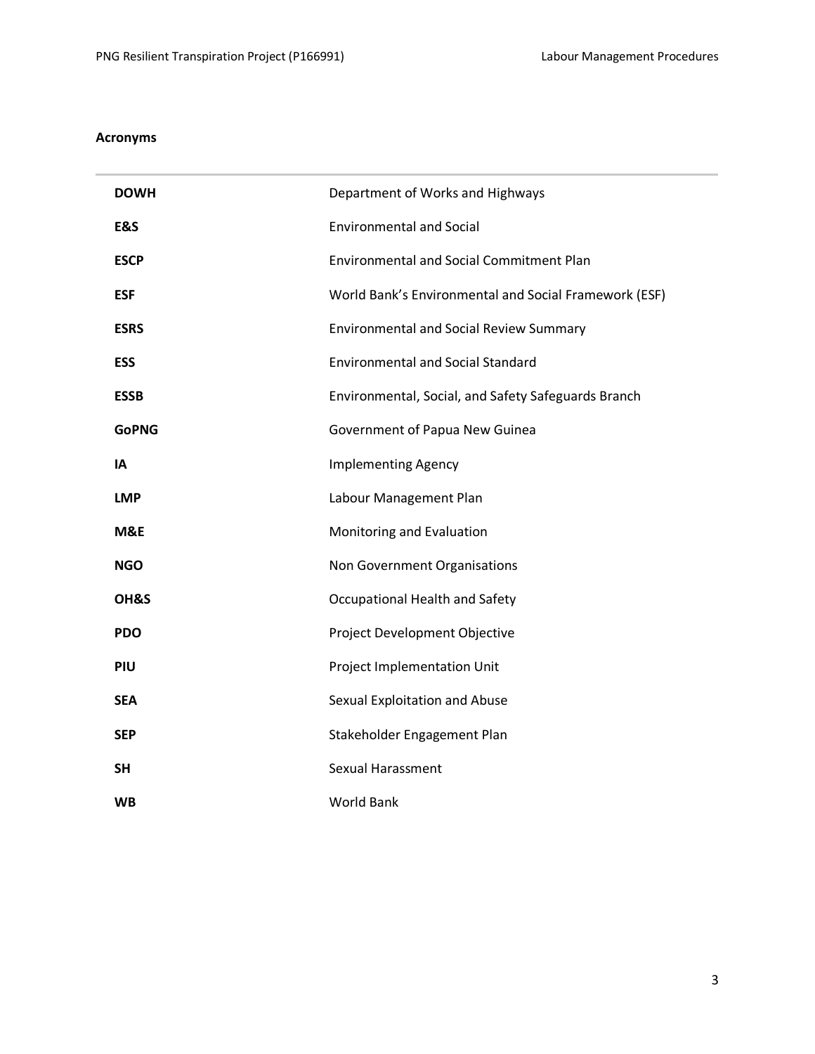**Acronyms**

| | |
|---|---|
| **DOWH** | Department of Works and Highways |
| **E&S** | Environmental and Social |
| **ESCP** | Environmental and Social Commitment Plan |
| **ESF** | World Bank's Environmental and Social Framework (ESF) |
| **ESRS** | Environmental and Social Review Summary |
| **ESS** | Environmental and Social Standard |
| **ESSB** | Environmental, Social, and Safety Safeguards Branch |
| **GoPNG** | Government of Papua New Guinea |
| **IA** | Implementing Agency |
| **LMP** | Labour Management Plan |
| **M&E** | Monitoring and Evaluation |
| **NGO** | Non Government Organisations |
| **OH&S** | Occupational Health and Safety |
| **PDO** | Project Development Objective |
| **PIU** | Project Implementation Unit |
| **SEA** | Sexual Exploitation and Abuse |
| **SEP** | Stakeholder Engagement Plan |
| **SH** | Sexual Harassment |
| **WB** | World Bank |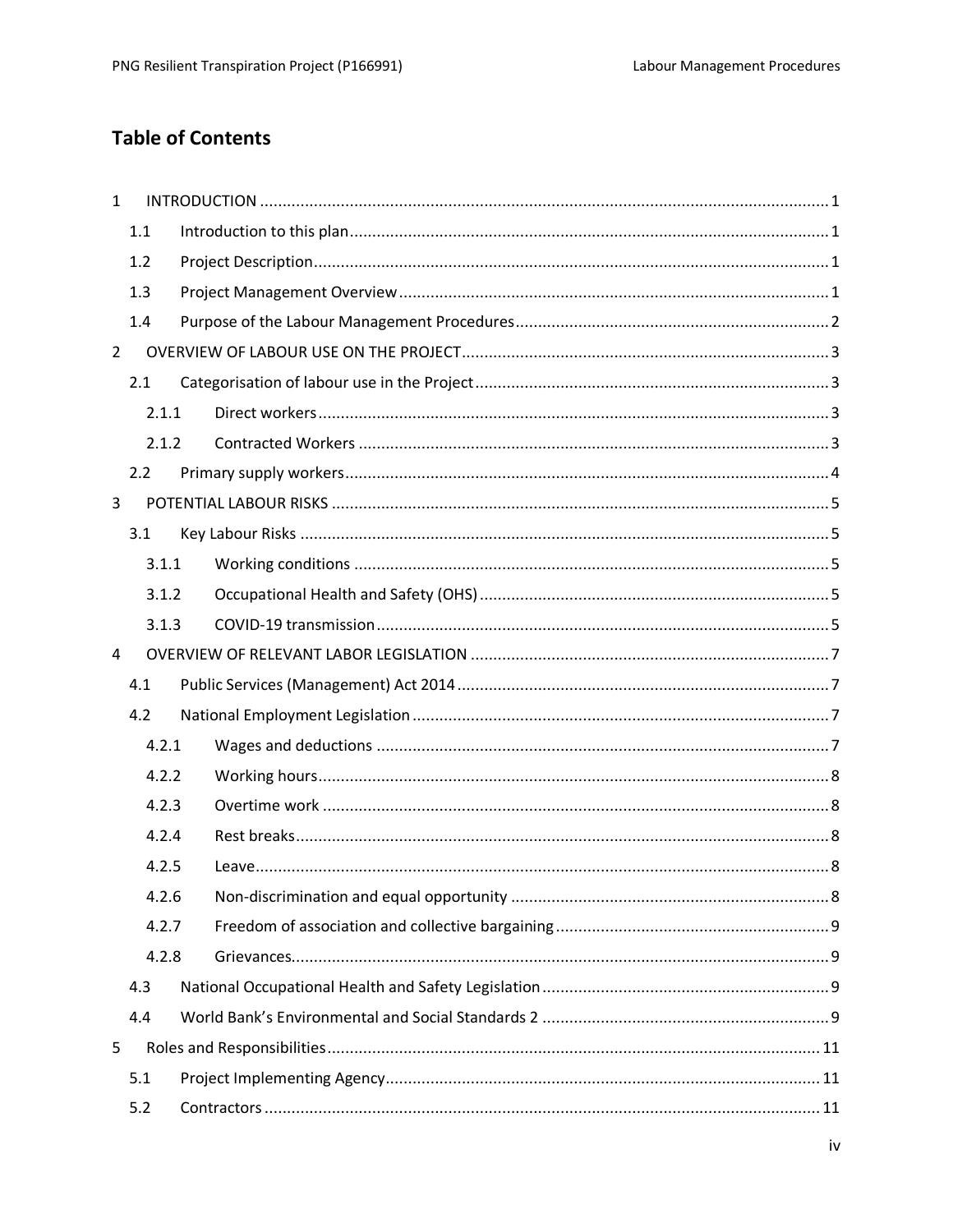# Table of Contents

1 INTRODUCTION ..... 1
- 1.1 Introduction to this plan ..... 1
- 1.2 Project Description ..... 1
- 1.3 Project Management Overview ..... 1
- 1.4 Purpose of the Labour Management Procedures ..... 2

2 OVERVIEW OF LABOUR USE ON THE PROJECT ..... 3
- 2.1 Categorisation of labour use in the Project ..... 3
  - 2.1.1 Direct workers ..... 3
  - 2.1.2 Contracted Workers ..... 3
- 2.2 Primary supply workers ..... 4

3 POTENTIAL LABOUR RISKS ..... 5
- 3.1 Key Labour Risks ..... 5
  - 3.1.1 Working conditions ..... 5
  - 3.1.2 Occupational Health and Safety (OHS) ..... 5
  - 3.1.3 COVID-19 transmission ..... 5

4 OVERVIEW OF RELEVANT LABOR LEGISLATION ..... 7
- 4.1 Public Services (Management) Act 2014 ..... 7
- 4.2 National Employment Legislation ..... 7
  - 4.2.1 Wages and deductions ..... 7
  - 4.2.2 Working hours ..... 8
  - 4.2.3 Overtime work ..... 8
  - 4.2.4 Rest breaks ..... 8
  - 4.2.5 Leave ..... 8
  - 4.2.6 Non-discrimination and equal opportunity ..... 8
  - 4.2.7 Freedom of association and collective bargaining ..... 9
  - 4.2.8 Grievances ..... 9
- 4.3 National Occupational Health and Safety Legislation ..... 9
- 4.4 World Bank's Environmental and Social Standards 2 ..... 9

5 Roles and Responsibilities ..... 11
- 5.1 Project Implementing Agency ..... 11
- 5.2 Contractors ..... 11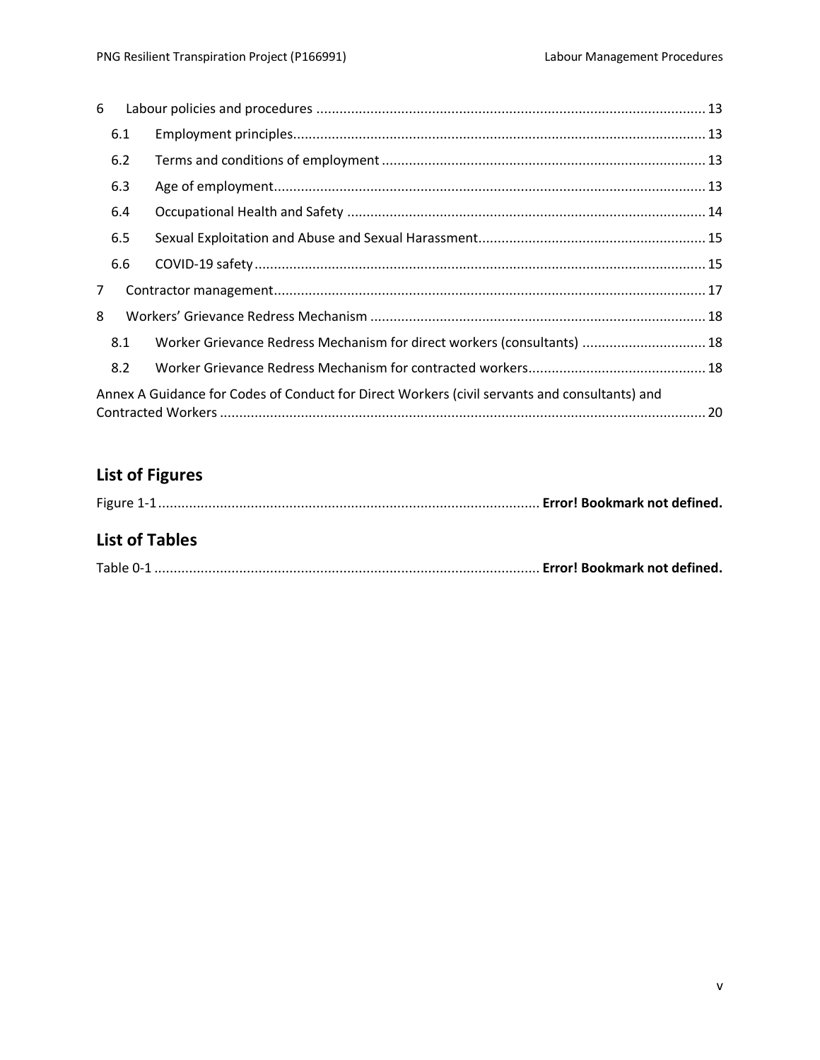6 Labour policies and procedures .................................................................................................... 13

6.1 Employment principles.......................................................................................................... 13

6.2 Terms and conditions of employment ................................................................................... 13

6.3 Age of employment............................................................................................................... 13

6.4 Occupational Health and Safety ............................................................................................ 14

6.5 Sexual Exploitation and Abuse and Sexual Harassment........................................................... 15

6.6 COVID-19 safety .................................................................................................................... 15

7 Contractor management............................................................................................................... 17

8 Workers' Grievance Redress Mechanism ...................................................................................... 18

8.1 Worker Grievance Redress Mechanism for direct workers (consultants) ................................ 18

8.2 Worker Grievance Redress Mechanism for contracted workers.............................................. 18

Annex A Guidance for Codes of Conduct for Direct Workers (civil servants and consultants) and Contracted Workers ............................................................................................................................. 20

## List of Figures

Figure 1-1.................................................................................................. **Error! Bookmark not defined.**

## List of Tables

Table 0-1 .................................................................................................. **Error! Bookmark not defined.**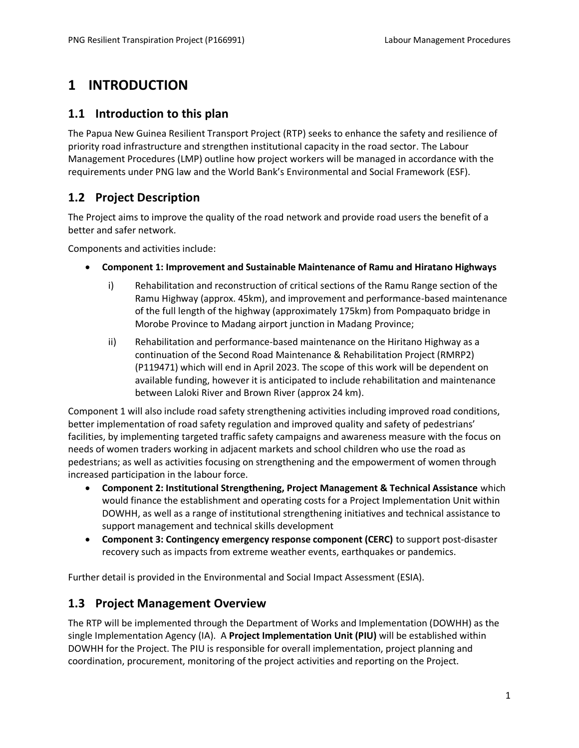# 1 INTRODUCTION

## 1.1 Introduction to this plan

The Papua New Guinea Resilient Transport Project (RTP) seeks to enhance the safety and resilience of priority road infrastructure and strengthen institutional capacity in the road sector. The Labour Management Procedures (LMP) outline how project workers will be managed in accordance with the requirements under PNG law and the World Bank's Environmental and Social Framework (ESF).

## 1.2 Project Description

The Project aims to improve the quality of the road network and provide road users the benefit of a better and safer network.

Components and activities include:

- **Component 1: Improvement and Sustainable Maintenance of Ramu and Hiratano Highways**
    i) Rehabilitation and reconstruction of critical sections of the Ramu Range section of the Ramu Highway (approx. 45km), and improvement and performance-based maintenance of the full length of the highway (approximately 175km) from Pompaquato bridge in Morobe Province to Madang airport junction in Madang Province;
    ii) Rehabilitation and performance-based maintenance on the Hiritano Highway as a continuation of the Second Road Maintenance & Rehabilitation Project (RMRP2) (P119471) which will end in April 2023. The scope of this work will be dependent on available funding, however it is anticipated to include rehabilitation and maintenance between Laloki River and Brown River (approx 24 km).

Component 1 will also include road safety strengthening activities including improved road conditions, better implementation of road safety regulation and improved quality and safety of pedestrians' facilities, by implementing targeted traffic safety campaigns and awareness measure with the focus on needs of women traders working in adjacent markets and school children who use the road as pedestrians; as well as activities focusing on strengthening and the empowerment of women through increased participation in the labour force.

- **Component 2: Institutional Strengthening, Project Management & Technical Assistance** which would finance the establishment and operating costs for a Project Implementation Unit within DOWHH, as well as a range of institutional strengthening initiatives and technical assistance to support management and technical skills development
- **Component 3: Contingency emergency response component (CERC)** to support post-disaster recovery such as impacts from extreme weather events, earthquakes or pandemics.

Further detail is provided in the Environmental and Social Impact Assessment (ESIA).

## 1.3 Project Management Overview

The RTP will be implemented through the Department of Works and Implementation (DOWHH) as the single Implementation Agency (IA). A **Project Implementation Unit (PIU)** will be established within DOWHH for the Project. The PIU is responsible for overall implementation, project planning and coordination, procurement, monitoring of the project activities and reporting on the Project.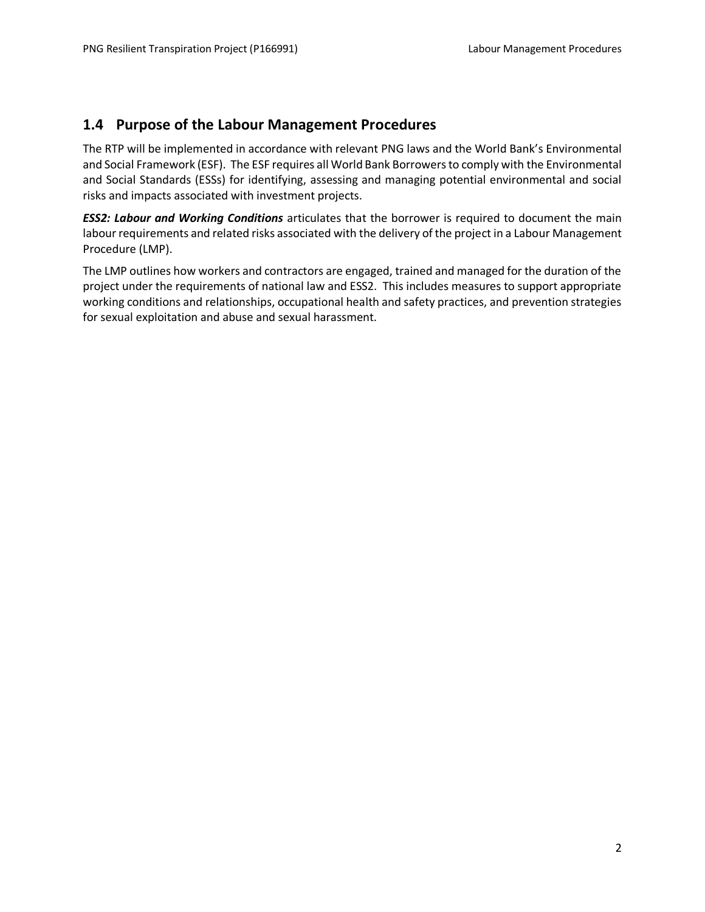## 1.4 Purpose of the Labour Management Procedures

The RTP will be implemented in accordance with relevant PNG laws and the World Bank's Environmental and Social Framework (ESF). The ESF requires all World Bank Borrowers to comply with the Environmental and Social Standards (ESSs) for identifying, assessing and managing potential environmental and social risks and impacts associated with investment projects.

***ESS2: Labour and Working Conditions*** articulates that the borrower is required to document the main labour requirements and related risks associated with the delivery of the project in a Labour Management Procedure (LMP).

The LMP outlines how workers and contractors are engaged, trained and managed for the duration of the project under the requirements of national law and ESS2. This includes measures to support appropriate working conditions and relationships, occupational health and safety practices, and prevention strategies for sexual exploitation and abuse and sexual harassment.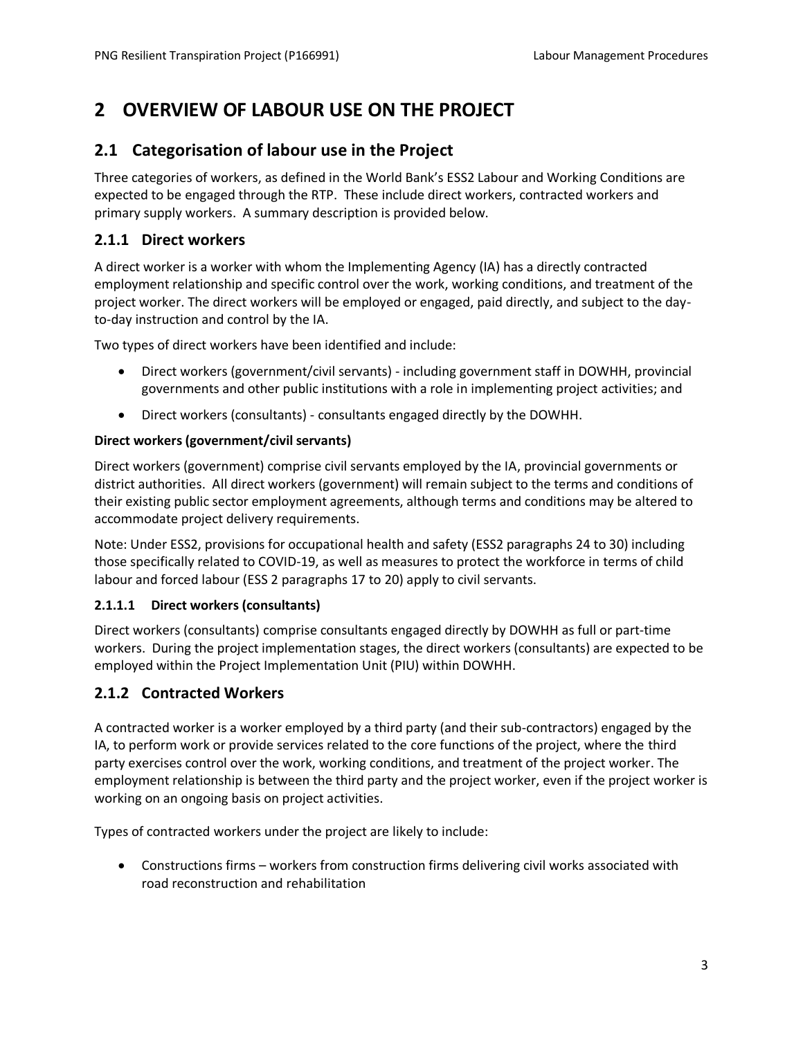# 2 OVERVIEW OF LABOUR USE ON THE PROJECT

## 2.1 Categorisation of labour use in the Project

Three categories of workers, as defined in the World Bank's ESS2 Labour and Working Conditions are expected to be engaged through the RTP. These include direct workers, contracted workers and primary supply workers. A summary description is provided below.

### 2.1.1 Direct workers

A direct worker is a worker with whom the Implementing Agency (IA) has a directly contracted employment relationship and specific control over the work, working conditions, and treatment of the project worker. The direct workers will be employed or engaged, paid directly, and subject to the day-to-day instruction and control by the IA.

Two types of direct workers have been identified and include:

- Direct workers (government/civil servants) - including government staff in DOWHH, provincial governments and other public institutions with a role in implementing project activities; and
- Direct workers (consultants) - consultants engaged directly by the DOWHH.

**Direct workers (government/civil servants)**

Direct workers (government) comprise civil servants employed by the IA, provincial governments or district authorities. All direct workers (government) will remain subject to the terms and conditions of their existing public sector employment agreements, although terms and conditions may be altered to accommodate project delivery requirements.

Note: Under ESS2, provisions for occupational health and safety (ESS2 paragraphs 24 to 30) including those specifically related to COVID-19, as well as measures to protect the workforce in terms of child labour and forced labour (ESS 2 paragraphs 17 to 20) apply to civil servants.

#### 2.1.1.1 Direct workers (consultants)

Direct workers (consultants) comprise consultants engaged directly by DOWHH as full or part-time workers. During the project implementation stages, the direct workers (consultants) are expected to be employed within the Project Implementation Unit (PIU) within DOWHH.

### 2.1.2 Contracted Workers

A contracted worker is a worker employed by a third party (and their sub-contractors) engaged by the IA, to perform work or provide services related to the core functions of the project, where the third party exercises control over the work, working conditions, and treatment of the project worker. The employment relationship is between the third party and the project worker, even if the project worker is working on an ongoing basis on project activities.

Types of contracted workers under the project are likely to include:

- Constructions firms – workers from construction firms delivering civil works associated with road reconstruction and rehabilitation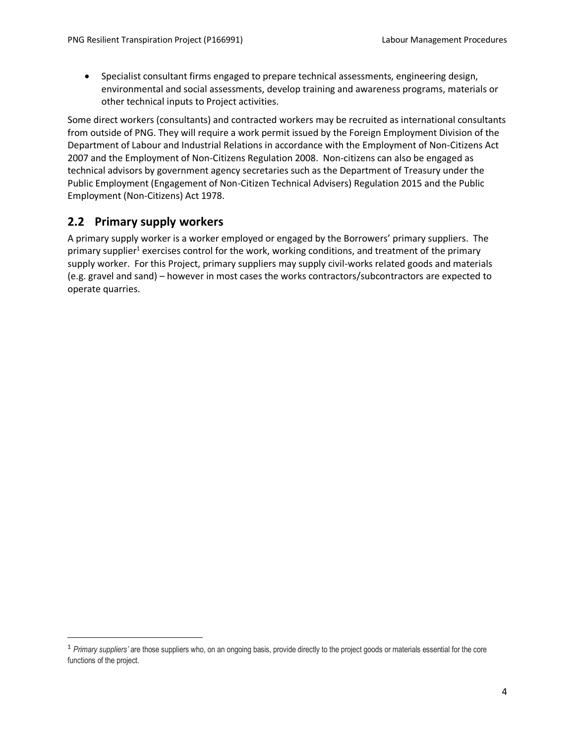- Specialist consultant firms engaged to prepare technical assessments, engineering design, environmental and social assessments, develop training and awareness programs, materials or other technical inputs to Project activities.

Some direct workers (consultants) and contracted workers may be recruited as international consultants from outside of PNG. They will require a work permit issued by the Foreign Employment Division of the Department of Labour and Industrial Relations in accordance with the Employment of Non-Citizens Act 2007 and the Employment of Non-Citizens Regulation 2008. Non-citizens can also be engaged as technical advisors by government agency secretaries such as the Department of Treasury under the Public Employment (Engagement of Non-Citizen Technical Advisers) Regulation 2015 and the Public Employment (Non-Citizens) Act 1978.

## 2.2 Primary supply workers

A primary supply worker is a worker employed or engaged by the Borrowers' primary suppliers. The primary supplier[1] exercises control for the work, working conditions, and treatment of the primary supply worker. For this Project, primary suppliers may supply civil-works related goods and materials (e.g. gravel and sand) – however in most cases the works contractors/subcontractors are expected to operate quarries.

[1] *Primary suppliers'* are those suppliers who, on an ongoing basis, provide directly to the project goods or materials essential for the core functions of the project.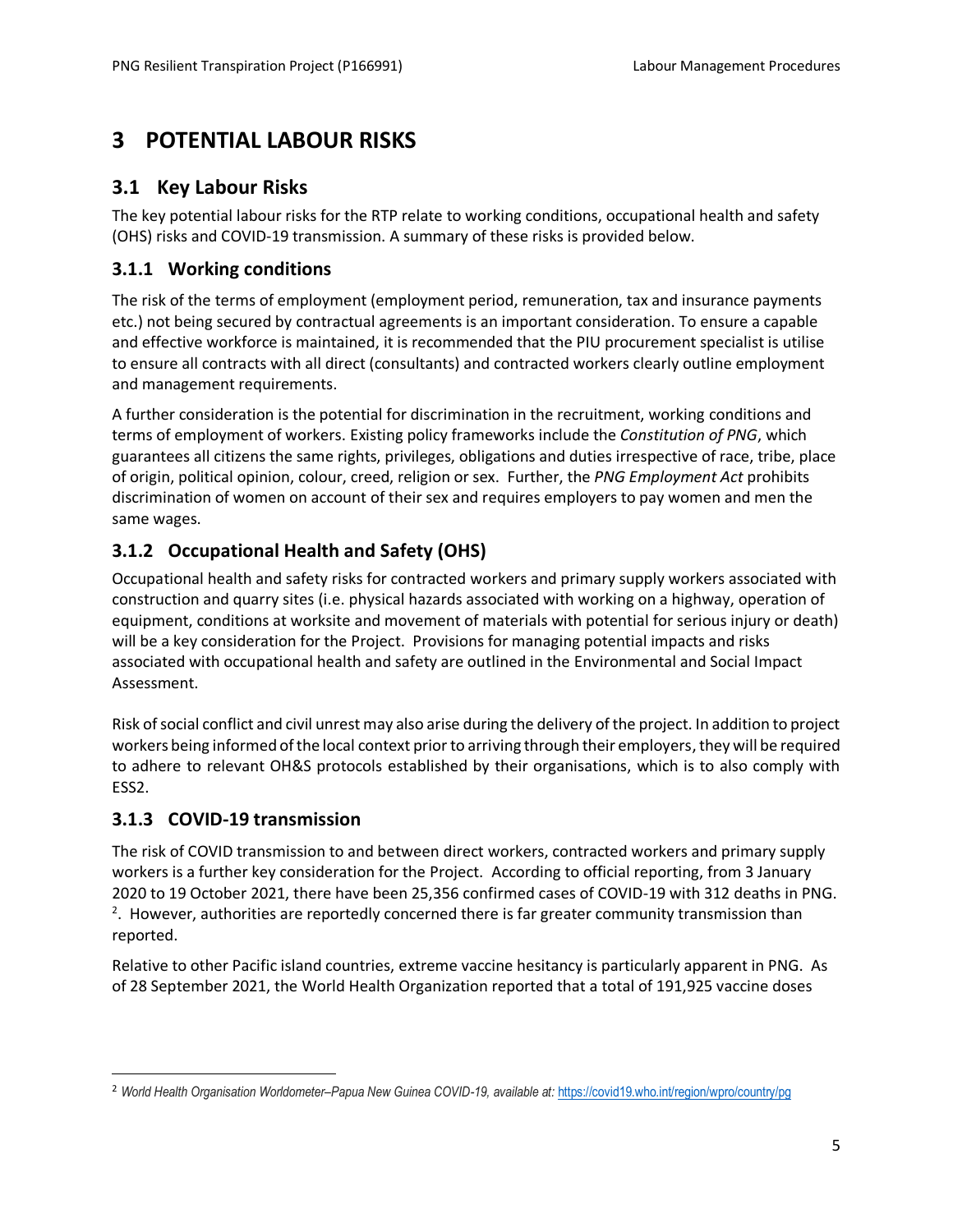# 3 POTENTIAL LABOUR RISKS

## 3.1 Key Labour Risks

The key potential labour risks for the RTP relate to working conditions, occupational health and safety (OHS) risks and COVID-19 transmission. A summary of these risks is provided below.

### 3.1.1 Working conditions

The risk of the terms of employment (employment period, remuneration, tax and insurance payments etc.) not being secured by contractual agreements is an important consideration. To ensure a capable and effective workforce is maintained, it is recommended that the PIU procurement specialist is utilise to ensure all contracts with all direct (consultants) and contracted workers clearly outline employment and management requirements.

A further consideration is the potential for discrimination in the recruitment, working conditions and terms of employment of workers. Existing policy frameworks include the *Constitution of PNG*, which guarantees all citizens the same rights, privileges, obligations and duties irrespective of race, tribe, place of origin, political opinion, colour, creed, religion or sex. Further, the *PNG Employment Act* prohibits discrimination of women on account of their sex and requires employers to pay women and men the same wages.

### 3.1.2 Occupational Health and Safety (OHS)

Occupational health and safety risks for contracted workers and primary supply workers associated with construction and quarry sites (i.e. physical hazards associated with working on a highway, operation of equipment, conditions at worksite and movement of materials with potential for serious injury or death) will be a key consideration for the Project. Provisions for managing potential impacts and risks associated with occupational health and safety are outlined in the Environmental and Social Impact Assessment.

Risk of social conflict and civil unrest may also arise during the delivery of the project. In addition to project workers being informed of the local context prior to arriving through their employers, they will be required to adhere to relevant OH&S protocols established by their organisations, which is to also comply with ESS2.

### 3.1.3 COVID-19 transmission

The risk of COVID transmission to and between direct workers, contracted workers and primary supply workers is a further key consideration for the Project. According to official reporting, from 3 January 2020 to 19 October 2021, there have been 25,356 confirmed cases of COVID-19 with 312 deaths in PNG. [2]. However, authorities are reportedly concerned there is far greater community transmission than reported.

Relative to other Pacific island countries, extreme vaccine hesitancy is particularly apparent in PNG. As of 28 September 2021, the World Health Organization reported that a total of 191,925 vaccine doses

---

[2] *World Health Organisation Worldometer–Papua New Guinea COVID-19, available at:* https://covid19.who.int/region/wpro/country/pg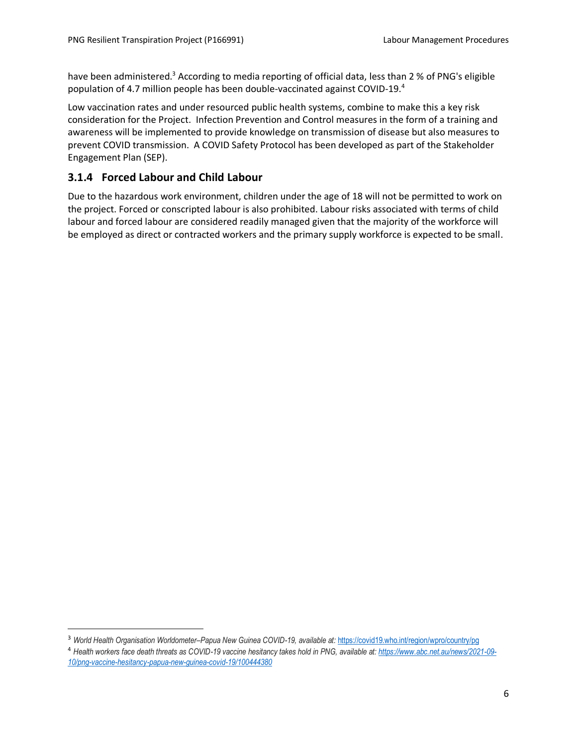have been administered.[3] According to media reporting of official data, less than 2 % of PNG's eligible population of 4.7 million people has been double-vaccinated against COVID-19.[4]

Low vaccination rates and under resourced public health systems, combine to make this a key risk consideration for the Project. Infection Prevention and Control measures in the form of a training and awareness will be implemented to provide knowledge on transmission of disease but also measures to prevent COVID transmission. A COVID Safety Protocol has been developed as part of the Stakeholder Engagement Plan (SEP).

### 3.1.4 Forced Labour and Child Labour

Due to the hazardous work environment, children under the age of 18 will not be permitted to work on the project. Forced or conscripted labour is also prohibited. Labour risks associated with terms of child labour and forced labour are considered readily managed given that the majority of the workforce will be employed as direct or contracted workers and the primary supply workforce is expected to be small.

---

[3] *World Health Organisation Worldometer–Papua New Guinea COVID-19, available at:* https://covid19.who.int/region/wpro/country/pg

[4] *Health workers face death threats as COVID-19 vaccine hesitancy takes hold in PNG, available at: https://www.abc.net.au/news/2021-09-10/png-vaccine-hesitancy-papua-new-guinea-covid-19/100444380*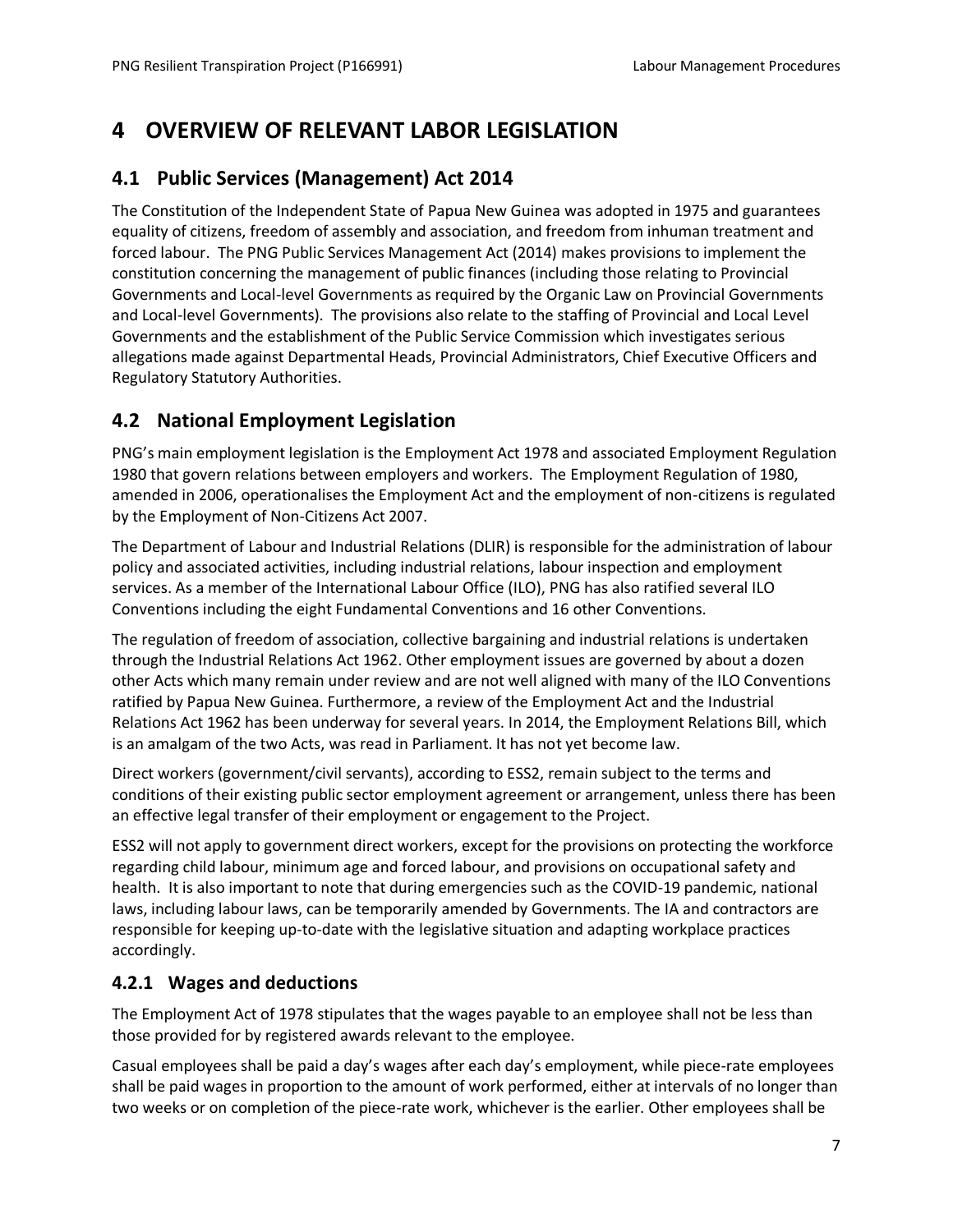# 4 OVERVIEW OF RELEVANT LABOR LEGISLATION

## 4.1 Public Services (Management) Act 2014

The Constitution of the Independent State of Papua New Guinea was adopted in 1975 and guarantees equality of citizens, freedom of assembly and association, and freedom from inhuman treatment and forced labour. The PNG Public Services Management Act (2014) makes provisions to implement the constitution concerning the management of public finances (including those relating to Provincial Governments and Local-level Governments as required by the Organic Law on Provincial Governments and Local-level Governments). The provisions also relate to the staffing of Provincial and Local Level Governments and the establishment of the Public Service Commission which investigates serious allegations made against Departmental Heads, Provincial Administrators, Chief Executive Officers and Regulatory Statutory Authorities.

## 4.2 National Employment Legislation

PNG's main employment legislation is the Employment Act 1978 and associated Employment Regulation 1980 that govern relations between employers and workers. The Employment Regulation of 1980, amended in 2006, operationalises the Employment Act and the employment of non-citizens is regulated by the Employment of Non-Citizens Act 2007.

The Department of Labour and Industrial Relations (DLIR) is responsible for the administration of labour policy and associated activities, including industrial relations, labour inspection and employment services. As a member of the International Labour Office (ILO), PNG has also ratified several ILO Conventions including the eight Fundamental Conventions and 16 other Conventions.

The regulation of freedom of association, collective bargaining and industrial relations is undertaken through the Industrial Relations Act 1962. Other employment issues are governed by about a dozen other Acts which many remain under review and are not well aligned with many of the ILO Conventions ratified by Papua New Guinea. Furthermore, a review of the Employment Act and the Industrial Relations Act 1962 has been underway for several years. In 2014, the Employment Relations Bill, which is an amalgam of the two Acts, was read in Parliament. It has not yet become law.

Direct workers (government/civil servants), according to ESS2, remain subject to the terms and conditions of their existing public sector employment agreement or arrangement, unless there has been an effective legal transfer of their employment or engagement to the Project.

ESS2 will not apply to government direct workers, except for the provisions on protecting the workforce regarding child labour, minimum age and forced labour, and provisions on occupational safety and health. It is also important to note that during emergencies such as the COVID-19 pandemic, national laws, including labour laws, can be temporarily amended by Governments. The IA and contractors are responsible for keeping up-to-date with the legislative situation and adapting workplace practices accordingly.

### 4.2.1 Wages and deductions

The Employment Act of 1978 stipulates that the wages payable to an employee shall not be less than those provided for by registered awards relevant to the employee.

Casual employees shall be paid a day's wages after each day's employment, while piece-rate employees shall be paid wages in proportion to the amount of work performed, either at intervals of no longer than two weeks or on completion of the piece-rate work, whichever is the earlier. Other employees shall be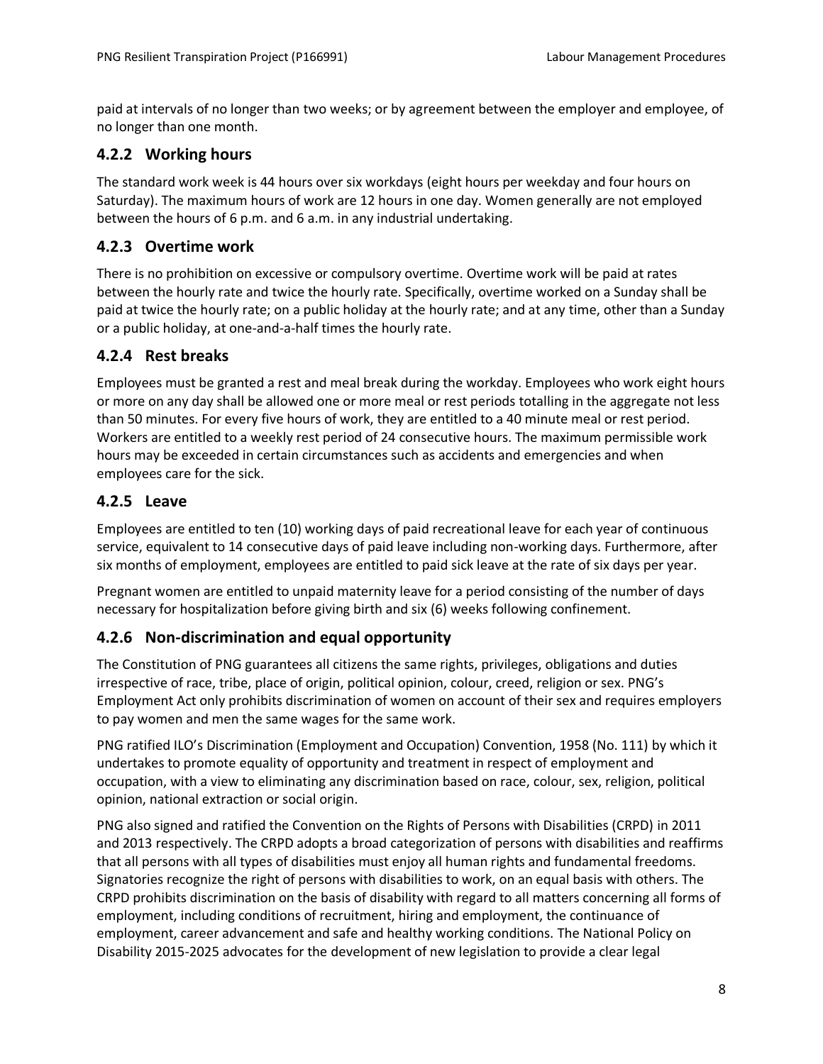paid at intervals of no longer than two weeks; or by agreement between the employer and employee, of no longer than one month.

### 4.2.2 Working hours

The standard work week is 44 hours over six workdays (eight hours per weekday and four hours on Saturday). The maximum hours of work are 12 hours in one day. Women generally are not employed between the hours of 6 p.m. and 6 a.m. in any industrial undertaking.

### 4.2.3 Overtime work

There is no prohibition on excessive or compulsory overtime. Overtime work will be paid at rates between the hourly rate and twice the hourly rate. Specifically, overtime worked on a Sunday shall be paid at twice the hourly rate; on a public holiday at the hourly rate; and at any time, other than a Sunday or a public holiday, at one-and-a-half times the hourly rate.

### 4.2.4 Rest breaks

Employees must be granted a rest and meal break during the workday. Employees who work eight hours or more on any day shall be allowed one or more meal or rest periods totalling in the aggregate not less than 50 minutes. For every five hours of work, they are entitled to a 40 minute meal or rest period. Workers are entitled to a weekly rest period of 24 consecutive hours. The maximum permissible work hours may be exceeded in certain circumstances such as accidents and emergencies and when employees care for the sick.

### 4.2.5 Leave

Employees are entitled to ten (10) working days of paid recreational leave for each year of continuous service, equivalent to 14 consecutive days of paid leave including non-working days. Furthermore, after six months of employment, employees are entitled to paid sick leave at the rate of six days per year.

Pregnant women are entitled to unpaid maternity leave for a period consisting of the number of days necessary for hospitalization before giving birth and six (6) weeks following confinement.

### 4.2.6 Non-discrimination and equal opportunity

The Constitution of PNG guarantees all citizens the same rights, privileges, obligations and duties irrespective of race, tribe, place of origin, political opinion, colour, creed, religion or sex. PNG's Employment Act only prohibits discrimination of women on account of their sex and requires employers to pay women and men the same wages for the same work.

PNG ratified ILO's Discrimination (Employment and Occupation) Convention, 1958 (No. 111) by which it undertakes to promote equality of opportunity and treatment in respect of employment and occupation, with a view to eliminating any discrimination based on race, colour, sex, religion, political opinion, national extraction or social origin.

PNG also signed and ratified the Convention on the Rights of Persons with Disabilities (CRPD) in 2011 and 2013 respectively. The CRPD adopts a broad categorization of persons with disabilities and reaffirms that all persons with all types of disabilities must enjoy all human rights and fundamental freedoms. Signatories recognize the right of persons with disabilities to work, on an equal basis with others. The CRPD prohibits discrimination on the basis of disability with regard to all matters concerning all forms of employment, including conditions of recruitment, hiring and employment, the continuance of employment, career advancement and safe and healthy working conditions. The National Policy on Disability 2015-2025 advocates for the development of new legislation to provide a clear legal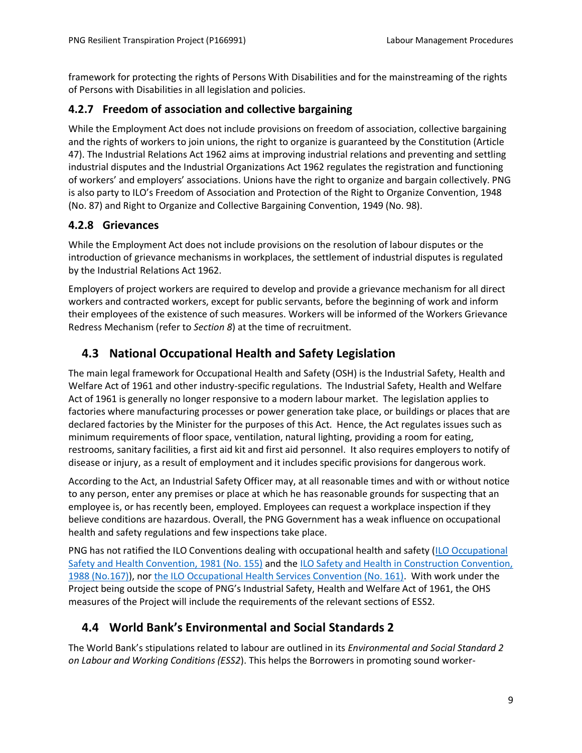framework for protecting the rights of Persons With Disabilities and for the mainstreaming of the rights of Persons with Disabilities in all legislation and policies.

### 4.2.7 Freedom of association and collective bargaining

While the Employment Act does not include provisions on freedom of association, collective bargaining and the rights of workers to join unions, the right to organize is guaranteed by the Constitution (Article 47). The Industrial Relations Act 1962 aims at improving industrial relations and preventing and settling industrial disputes and the Industrial Organizations Act 1962 regulates the registration and functioning of workers' and employers' associations. Unions have the right to organize and bargain collectively. PNG is also party to ILO's Freedom of Association and Protection of the Right to Organize Convention, 1948 (No. 87) and Right to Organize and Collective Bargaining Convention, 1949 (No. 98).

### 4.2.8 Grievances

While the Employment Act does not include provisions on the resolution of labour disputes or the introduction of grievance mechanisms in workplaces, the settlement of industrial disputes is regulated by the Industrial Relations Act 1962.

Employers of project workers are required to develop and provide a grievance mechanism for all direct workers and contracted workers, except for public servants, before the beginning of work and inform their employees of the existence of such measures. Workers will be informed of the Workers Grievance Redress Mechanism (refer to *Section 8*) at the time of recruitment.

## 4.3 National Occupational Health and Safety Legislation

The main legal framework for Occupational Health and Safety (OSH) is the Industrial Safety, Health and Welfare Act of 1961 and other industry-specific regulations. The Industrial Safety, Health and Welfare Act of 1961 is generally no longer responsive to a modern labour market. The legislation applies to factories where manufacturing processes or power generation take place, or buildings or places that are declared factories by the Minister for the purposes of this Act. Hence, the Act regulates issues such as minimum requirements of floor space, ventilation, natural lighting, providing a room for eating, restrooms, sanitary facilities, a first aid kit and first aid personnel. It also requires employers to notify of disease or injury, as a result of employment and it includes specific provisions for dangerous work.

According to the Act, an Industrial Safety Officer may, at all reasonable times and with or without notice to any person, enter any premises or place at which he has reasonable grounds for suspecting that an employee is, or has recently been, employed. Employees can request a workplace inspection if they believe conditions are hazardous. Overall, the PNG Government has a weak influence on occupational health and safety regulations and few inspections take place.

PNG has not ratified the ILO Conventions dealing with occupational health and safety (ILO Occupational Safety and Health Convention, 1981 (No. 155) and the ILO Safety and Health in Construction Convention, 1988 (No.167)), nor the ILO Occupational Health Services Convention (No. 161). With work under the Project being outside the scope of PNG's Industrial Safety, Health and Welfare Act of 1961, the OHS measures of the Project will include the requirements of the relevant sections of ESS2.

## 4.4 World Bank's Environmental and Social Standards 2

The World Bank's stipulations related to labour are outlined in its *Environmental and Social Standard 2 on Labour and Working Conditions (ESS2)*. This helps the Borrowers in promoting sound worker-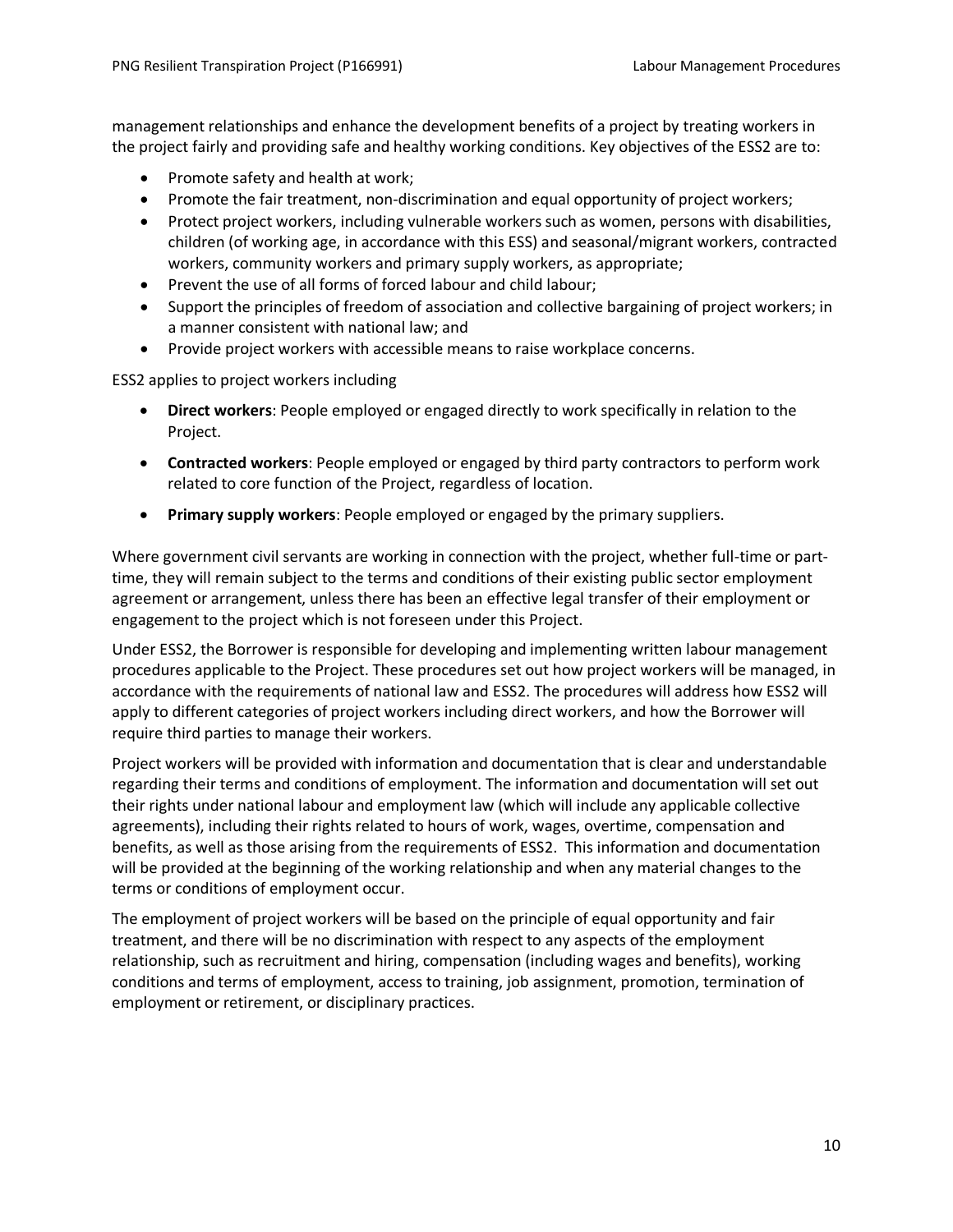management relationships and enhance the development benefits of a project by treating workers in the project fairly and providing safe and healthy working conditions. Key objectives of the ESS2 are to:

- Promote safety and health at work;
- Promote the fair treatment, non-discrimination and equal opportunity of project workers;
- Protect project workers, including vulnerable workers such as women, persons with disabilities, children (of working age, in accordance with this ESS) and seasonal/migrant workers, contracted workers, community workers and primary supply workers, as appropriate;
- Prevent the use of all forms of forced labour and child labour;
- Support the principles of freedom of association and collective bargaining of project workers; in a manner consistent with national law; and
- Provide project workers with accessible means to raise workplace concerns.

ESS2 applies to project workers including

- **Direct workers**: People employed or engaged directly to work specifically in relation to the Project.
- **Contracted workers**: People employed or engaged by third party contractors to perform work related to core function of the Project, regardless of location.
- **Primary supply workers**: People employed or engaged by the primary suppliers.

Where government civil servants are working in connection with the project, whether full-time or part-time, they will remain subject to the terms and conditions of their existing public sector employment agreement or arrangement, unless there has been an effective legal transfer of their employment or engagement to the project which is not foreseen under this Project.

Under ESS2, the Borrower is responsible for developing and implementing written labour management procedures applicable to the Project. These procedures set out how project workers will be managed, in accordance with the requirements of national law and ESS2. The procedures will address how ESS2 will apply to different categories of project workers including direct workers, and how the Borrower will require third parties to manage their workers.

Project workers will be provided with information and documentation that is clear and understandable regarding their terms and conditions of employment. The information and documentation will set out their rights under national labour and employment law (which will include any applicable collective agreements), including their rights related to hours of work, wages, overtime, compensation and benefits, as well as those arising from the requirements of ESS2. This information and documentation will be provided at the beginning of the working relationship and when any material changes to the terms or conditions of employment occur.

The employment of project workers will be based on the principle of equal opportunity and fair treatment, and there will be no discrimination with respect to any aspects of the employment relationship, such as recruitment and hiring, compensation (including wages and benefits), working conditions and terms of employment, access to training, job assignment, promotion, termination of employment or retirement, or disciplinary practices.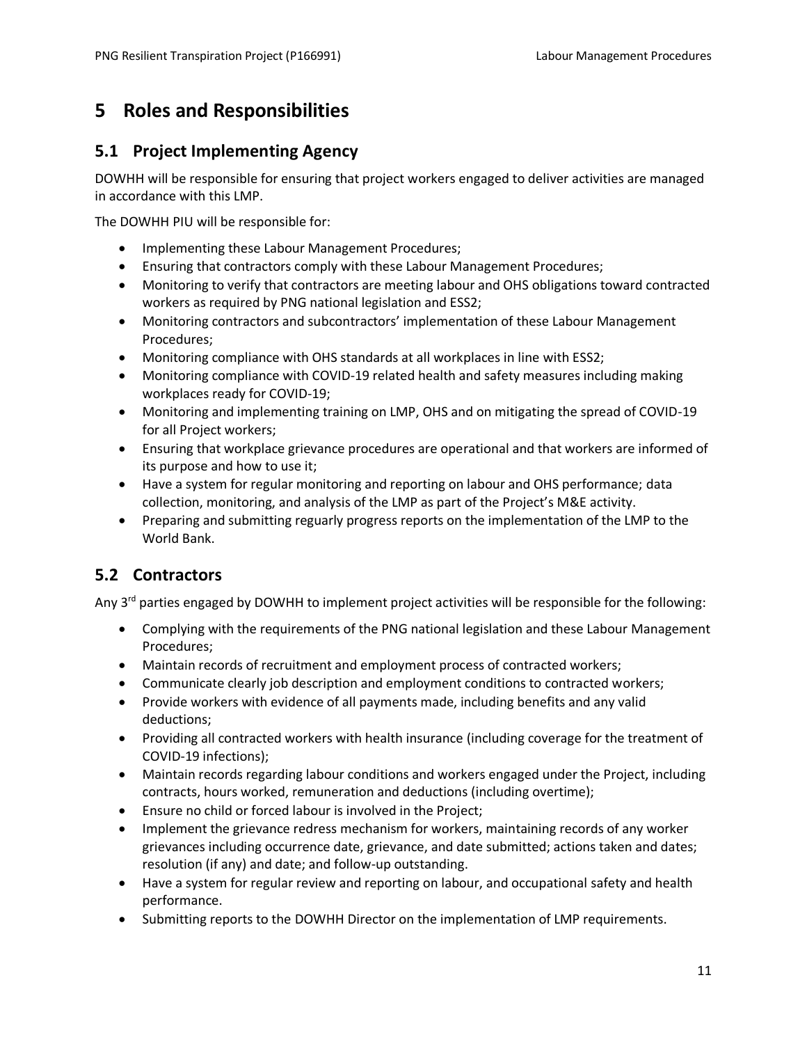# 5 Roles and Responsibilities

## 5.1 Project Implementing Agency

DOWHH will be responsible for ensuring that project workers engaged to deliver activities are managed in accordance with this LMP.

The DOWHH PIU will be responsible for:

- Implementing these Labour Management Procedures;
- Ensuring that contractors comply with these Labour Management Procedures;
- Monitoring to verify that contractors are meeting labour and OHS obligations toward contracted workers as required by PNG national legislation and ESS2;
- Monitoring contractors and subcontractors' implementation of these Labour Management Procedures;
- Monitoring compliance with OHS standards at all workplaces in line with ESS2;
- Monitoring compliance with COVID-19 related health and safety measures including making workplaces ready for COVID-19;
- Monitoring and implementing training on LMP, OHS and on mitigating the spread of COVID-19 for all Project workers;
- Ensuring that workplace grievance procedures are operational and that workers are informed of its purpose and how to use it;
- Have a system for regular monitoring and reporting on labour and OHS performance; data collection, monitoring, and analysis of the LMP as part of the Project's M&E activity.
- Preparing and submitting reguarly progress reports on the implementation of the LMP to the World Bank.

## 5.2 Contractors

Any 3rd parties engaged by DOWHH to implement project activities will be responsible for the following:

- Complying with the requirements of the PNG national legislation and these Labour Management Procedures;
- Maintain records of recruitment and employment process of contracted workers;
- Communicate clearly job description and employment conditions to contracted workers;
- Provide workers with evidence of all payments made, including benefits and any valid deductions;
- Providing all contracted workers with health insurance (including coverage for the treatment of COVID-19 infections);
- Maintain records regarding labour conditions and workers engaged under the Project, including contracts, hours worked, remuneration and deductions (including overtime);
- Ensure no child or forced labour is involved in the Project;
- Implement the grievance redress mechanism for workers, maintaining records of any worker grievances including occurrence date, grievance, and date submitted; actions taken and dates; resolution (if any) and date; and follow-up outstanding.
- Have a system for regular review and reporting on labour, and occupational safety and health performance.
- Submitting reports to the DOWHH Director on the implementation of LMP requirements.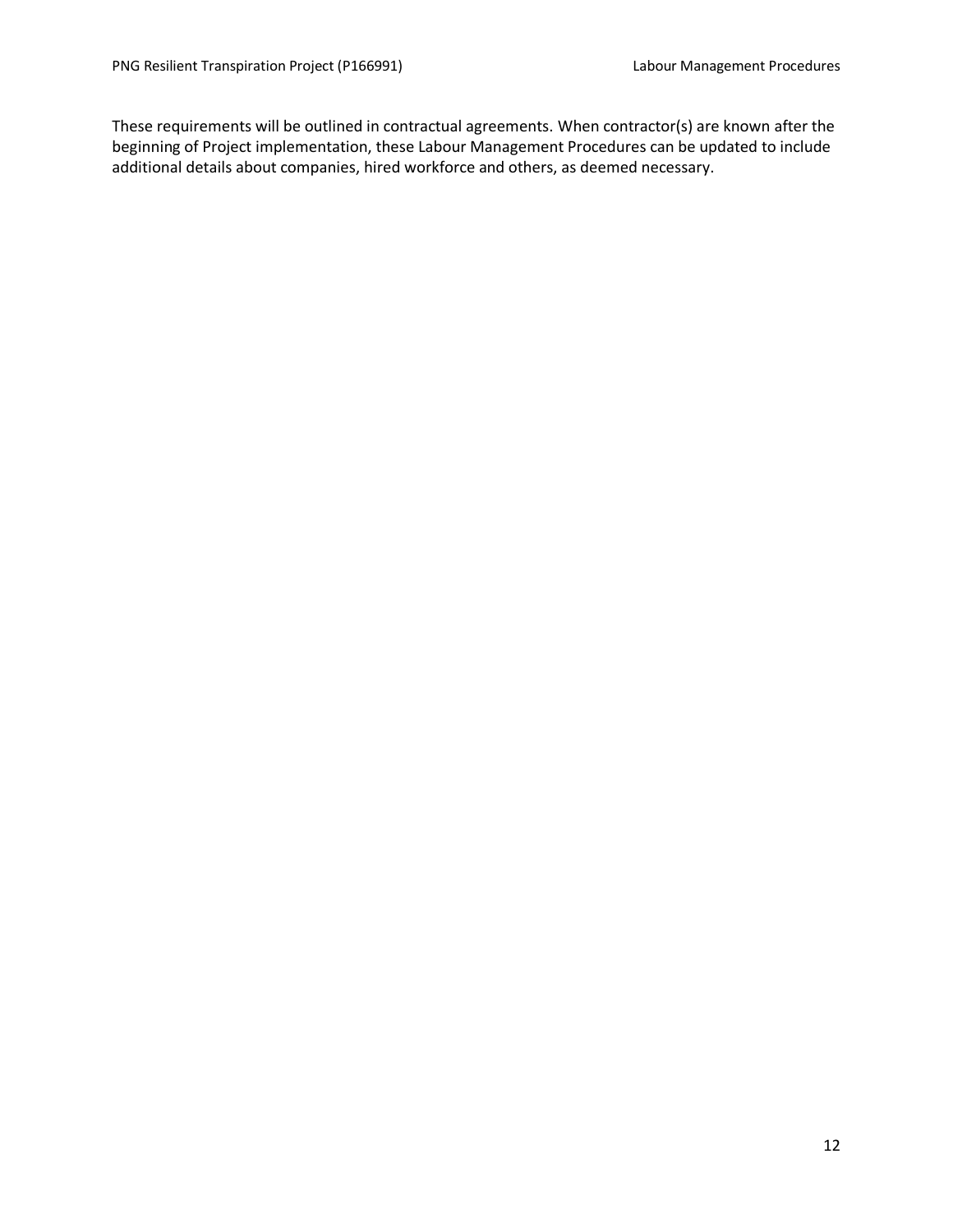These requirements will be outlined in contractual agreements. When contractor(s) are known after the beginning of Project implementation, these Labour Management Procedures can be updated to include additional details about companies, hired workforce and others, as deemed necessary.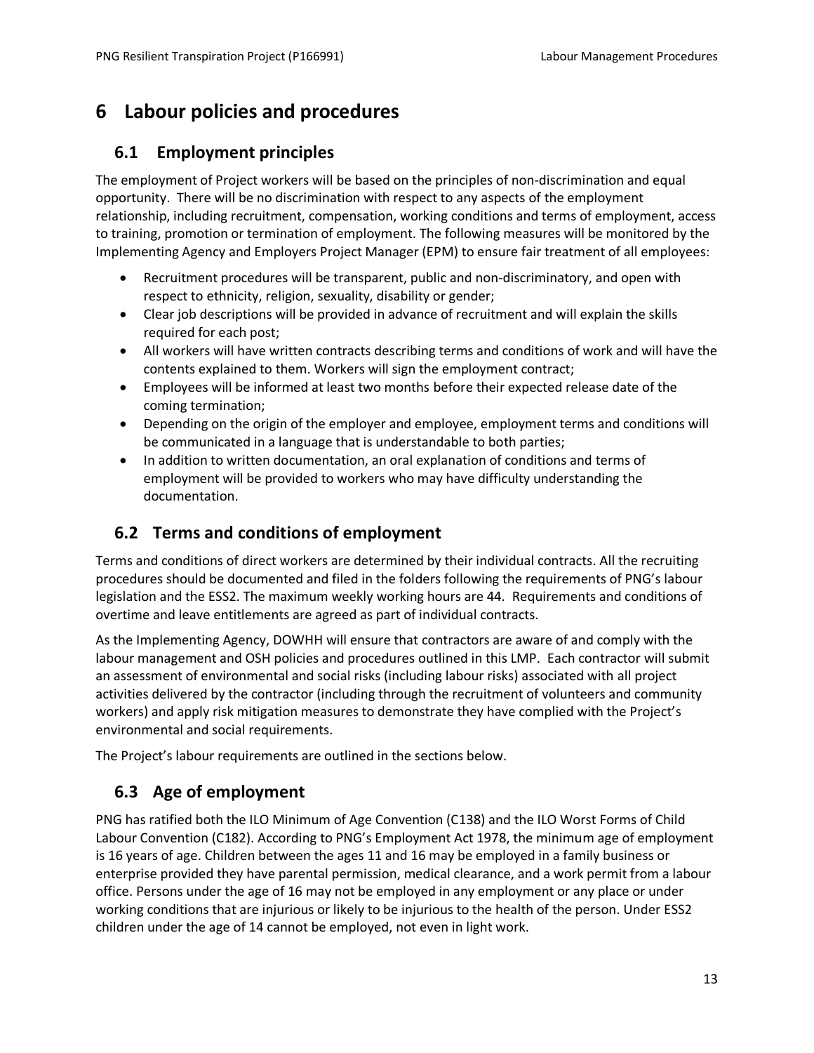# 6 Labour policies and procedures

## 6.1 Employment principles

The employment of Project workers will be based on the principles of non-discrimination and equal opportunity. There will be no discrimination with respect to any aspects of the employment relationship, including recruitment, compensation, working conditions and terms of employment, access to training, promotion or termination of employment. The following measures will be monitored by the Implementing Agency and Employers Project Manager (EPM) to ensure fair treatment of all employees:

- Recruitment procedures will be transparent, public and non-discriminatory, and open with respect to ethnicity, religion, sexuality, disability or gender;
- Clear job descriptions will be provided in advance of recruitment and will explain the skills required for each post;
- All workers will have written contracts describing terms and conditions of work and will have the contents explained to them. Workers will sign the employment contract;
- Employees will be informed at least two months before their expected release date of the coming termination;
- Depending on the origin of the employer and employee, employment terms and conditions will be communicated in a language that is understandable to both parties;
- In addition to written documentation, an oral explanation of conditions and terms of employment will be provided to workers who may have difficulty understanding the documentation.

## 6.2 Terms and conditions of employment

Terms and conditions of direct workers are determined by their individual contracts. All the recruiting procedures should be documented and filed in the folders following the requirements of PNG's labour legislation and the ESS2. The maximum weekly working hours are 44. Requirements and conditions of overtime and leave entitlements are agreed as part of individual contracts.

As the Implementing Agency, DOWHH will ensure that contractors are aware of and comply with the labour management and OSH policies and procedures outlined in this LMP. Each contractor will submit an assessment of environmental and social risks (including labour risks) associated with all project activities delivered by the contractor (including through the recruitment of volunteers and community workers) and apply risk mitigation measures to demonstrate they have complied with the Project's environmental and social requirements.

The Project's labour requirements are outlined in the sections below.

## 6.3 Age of employment

PNG has ratified both the ILO Minimum of Age Convention (C138) and the ILO Worst Forms of Child Labour Convention (C182). According to PNG's Employment Act 1978, the minimum age of employment is 16 years of age. Children between the ages 11 and 16 may be employed in a family business or enterprise provided they have parental permission, medical clearance, and a work permit from a labour office. Persons under the age of 16 may not be employed in any employment or any place or under working conditions that are injurious or likely to be injurious to the health of the person. Under ESS2 children under the age of 14 cannot be employed, not even in light work.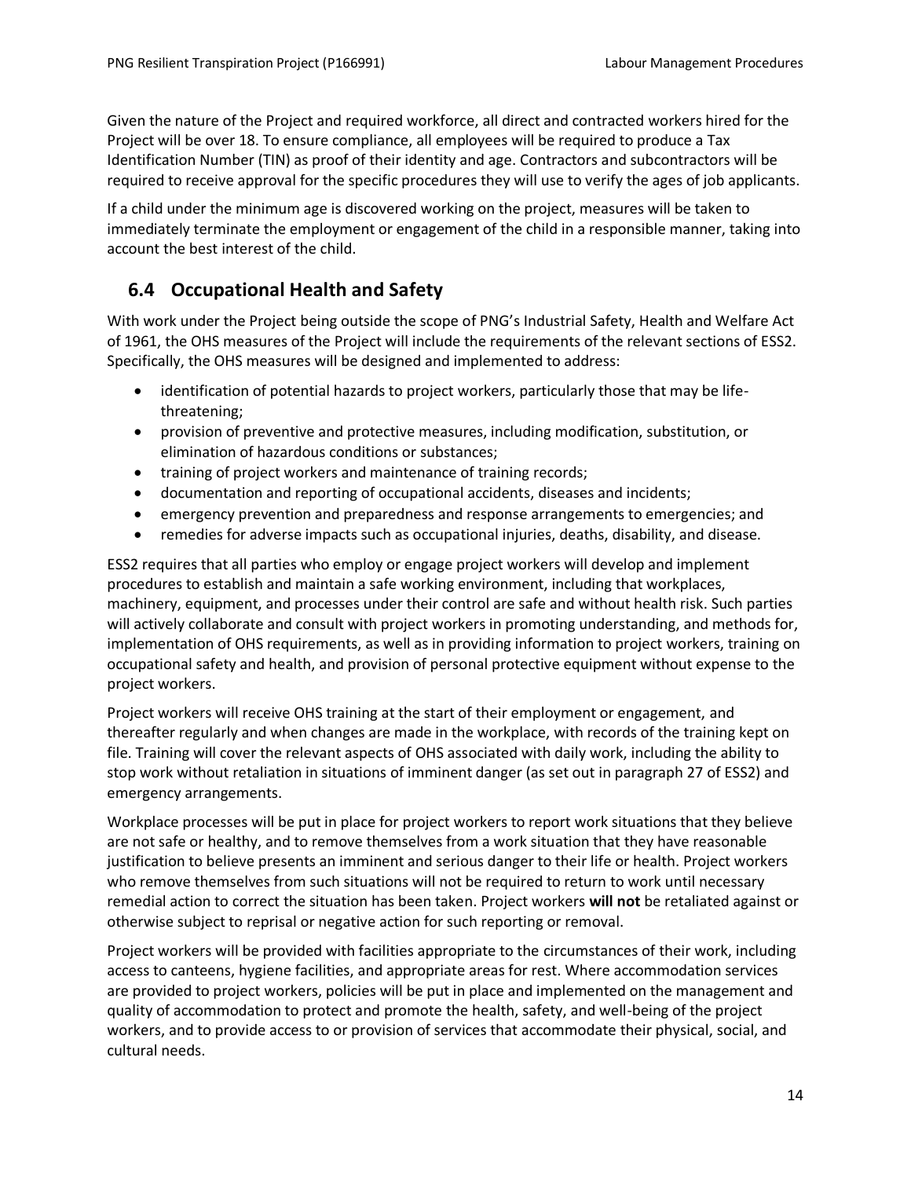Given the nature of the Project and required workforce, all direct and contracted workers hired for the Project will be over 18. To ensure compliance, all employees will be required to produce a Tax Identification Number (TIN) as proof of their identity and age. Contractors and subcontractors will be required to receive approval for the specific procedures they will use to verify the ages of job applicants.

If a child under the minimum age is discovered working on the project, measures will be taken to immediately terminate the employment or engagement of the child in a responsible manner, taking into account the best interest of the child.

## 6.4 Occupational Health and Safety

With work under the Project being outside the scope of PNG's Industrial Safety, Health and Welfare Act of 1961, the OHS measures of the Project will include the requirements of the relevant sections of ESS2. Specifically, the OHS measures will be designed and implemented to address:

- identification of potential hazards to project workers, particularly those that may be life-threatening;
- provision of preventive and protective measures, including modification, substitution, or elimination of hazardous conditions or substances;
- training of project workers and maintenance of training records;
- documentation and reporting of occupational accidents, diseases and incidents;
- emergency prevention and preparedness and response arrangements to emergencies; and
- remedies for adverse impacts such as occupational injuries, deaths, disability, and disease.

ESS2 requires that all parties who employ or engage project workers will develop and implement procedures to establish and maintain a safe working environment, including that workplaces, machinery, equipment, and processes under their control are safe and without health risk. Such parties will actively collaborate and consult with project workers in promoting understanding, and methods for, implementation of OHS requirements, as well as in providing information to project workers, training on occupational safety and health, and provision of personal protective equipment without expense to the project workers.

Project workers will receive OHS training at the start of their employment or engagement, and thereafter regularly and when changes are made in the workplace, with records of the training kept on file. Training will cover the relevant aspects of OHS associated with daily work, including the ability to stop work without retaliation in situations of imminent danger (as set out in paragraph 27 of ESS2) and emergency arrangements.

Workplace processes will be put in place for project workers to report work situations that they believe are not safe or healthy, and to remove themselves from a work situation that they have reasonable justification to believe presents an imminent and serious danger to their life or health. Project workers who remove themselves from such situations will not be required to return to work until necessary remedial action to correct the situation has been taken. Project workers **will not** be retaliated against or otherwise subject to reprisal or negative action for such reporting or removal.

Project workers will be provided with facilities appropriate to the circumstances of their work, including access to canteens, hygiene facilities, and appropriate areas for rest. Where accommodation services are provided to project workers, policies will be put in place and implemented on the management and quality of accommodation to protect and promote the health, safety, and well-being of the project workers, and to provide access to or provision of services that accommodate their physical, social, and cultural needs.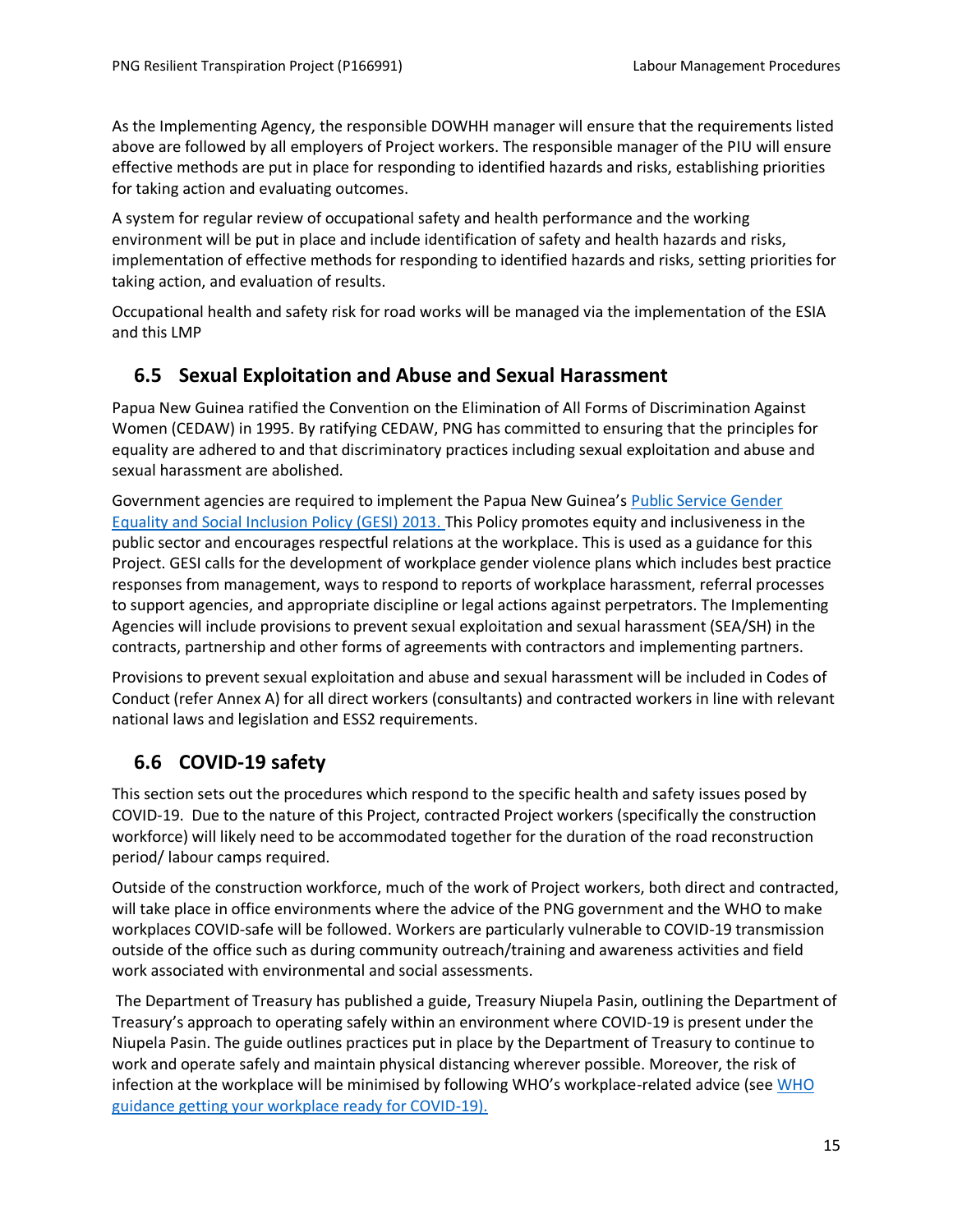As the Implementing Agency, the responsible DOWHH manager will ensure that the requirements listed above are followed by all employers of Project workers. The responsible manager of the PIU will ensure effective methods are put in place for responding to identified hazards and risks, establishing priorities for taking action and evaluating outcomes.

A system for regular review of occupational safety and health performance and the working environment will be put in place and include identification of safety and health hazards and risks, implementation of effective methods for responding to identified hazards and risks, setting priorities for taking action, and evaluation of results.

Occupational health and safety risk for road works will be managed via the implementation of the ESIA and this LMP

## 6.5 Sexual Exploitation and Abuse and Sexual Harassment

Papua New Guinea ratified the Convention on the Elimination of All Forms of Discrimination Against Women (CEDAW) in 1995. By ratifying CEDAW, PNG has committed to ensuring that the principles for equality are adhered to and that discriminatory practices including sexual exploitation and abuse and sexual harassment are abolished.

Government agencies are required to implement the Papua New Guinea's Public Service Gender Equality and Social Inclusion Policy (GESI) 2013. This Policy promotes equity and inclusiveness in the public sector and encourages respectful relations at the workplace. This is used as a guidance for this Project. GESI calls for the development of workplace gender violence plans which includes best practice responses from management, ways to respond to reports of workplace harassment, referral processes to support agencies, and appropriate discipline or legal actions against perpetrators. The Implementing Agencies will include provisions to prevent sexual exploitation and sexual harassment (SEA/SH) in the contracts, partnership and other forms of agreements with contractors and implementing partners.

Provisions to prevent sexual exploitation and abuse and sexual harassment will be included in Codes of Conduct (refer Annex A) for all direct workers (consultants) and contracted workers in line with relevant national laws and legislation and ESS2 requirements.

## 6.6 COVID-19 safety

This section sets out the procedures which respond to the specific health and safety issues posed by COVID-19. Due to the nature of this Project, contracted Project workers (specifically the construction workforce) will likely need to be accommodated together for the duration of the road reconstruction period/ labour camps required.

Outside of the construction workforce, much of the work of Project workers, both direct and contracted, will take place in office environments where the advice of the PNG government and the WHO to make workplaces COVID-safe will be followed. Workers are particularly vulnerable to COVID-19 transmission outside of the office such as during community outreach/training and awareness activities and field work associated with environmental and social assessments.

The Department of Treasury has published a guide, Treasury Niupela Pasin, outlining the Department of Treasury's approach to operating safely within an environment where COVID-19 is present under the Niupela Pasin. The guide outlines practices put in place by the Department of Treasury to continue to work and operate safely and maintain physical distancing wherever possible. Moreover, the risk of infection at the workplace will be minimised by following WHO's workplace-related advice (see WHO guidance getting your workplace ready for COVID-19).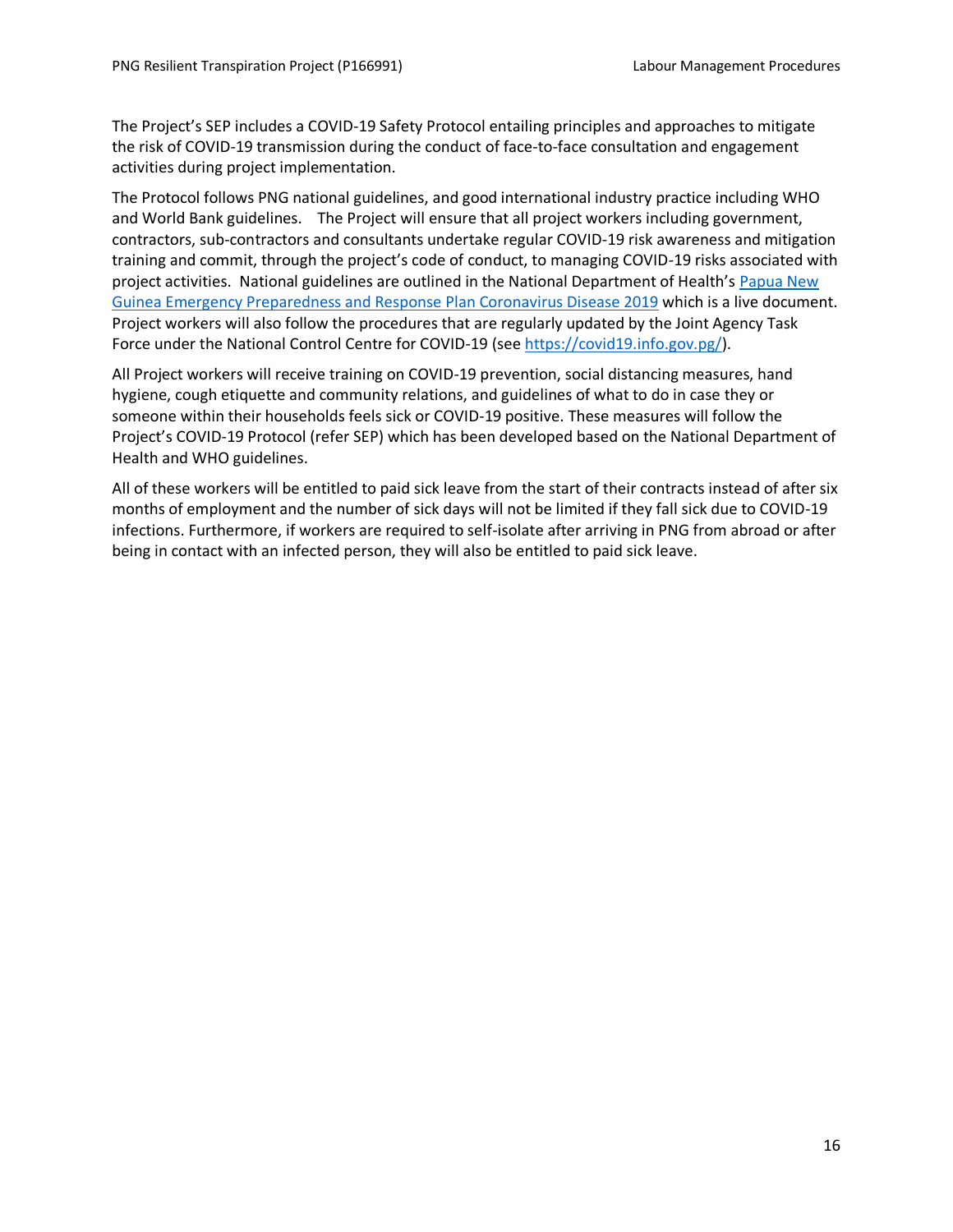The Project's SEP includes a COVID-19 Safety Protocol entailing principles and approaches to mitigate the risk of COVID-19 transmission during the conduct of face-to-face consultation and engagement activities during project implementation.

The Protocol follows PNG national guidelines, and good international industry practice including WHO and World Bank guidelines. The Project will ensure that all project workers including government, contractors, sub-contractors and consultants undertake regular COVID-19 risk awareness and mitigation training and commit, through the project's code of conduct, to managing COVID-19 risks associated with project activities. National guidelines are outlined in the National Department of Health's Papua New Guinea Emergency Preparedness and Response Plan Coronavirus Disease 2019 which is a live document. Project workers will also follow the procedures that are regularly updated by the Joint Agency Task Force under the National Control Centre for COVID-19 (see https://covid19.info.gov.pg/).

All Project workers will receive training on COVID-19 prevention, social distancing measures, hand hygiene, cough etiquette and community relations, and guidelines of what to do in case they or someone within their households feels sick or COVID-19 positive. These measures will follow the Project's COVID-19 Protocol (refer SEP) which has been developed based on the National Department of Health and WHO guidelines.

All of these workers will be entitled to paid sick leave from the start of their contracts instead of after six months of employment and the number of sick days will not be limited if they fall sick due to COVID-19 infections. Furthermore, if workers are required to self-isolate after arriving in PNG from abroad or after being in contact with an infected person, they will also be entitled to paid sick leave.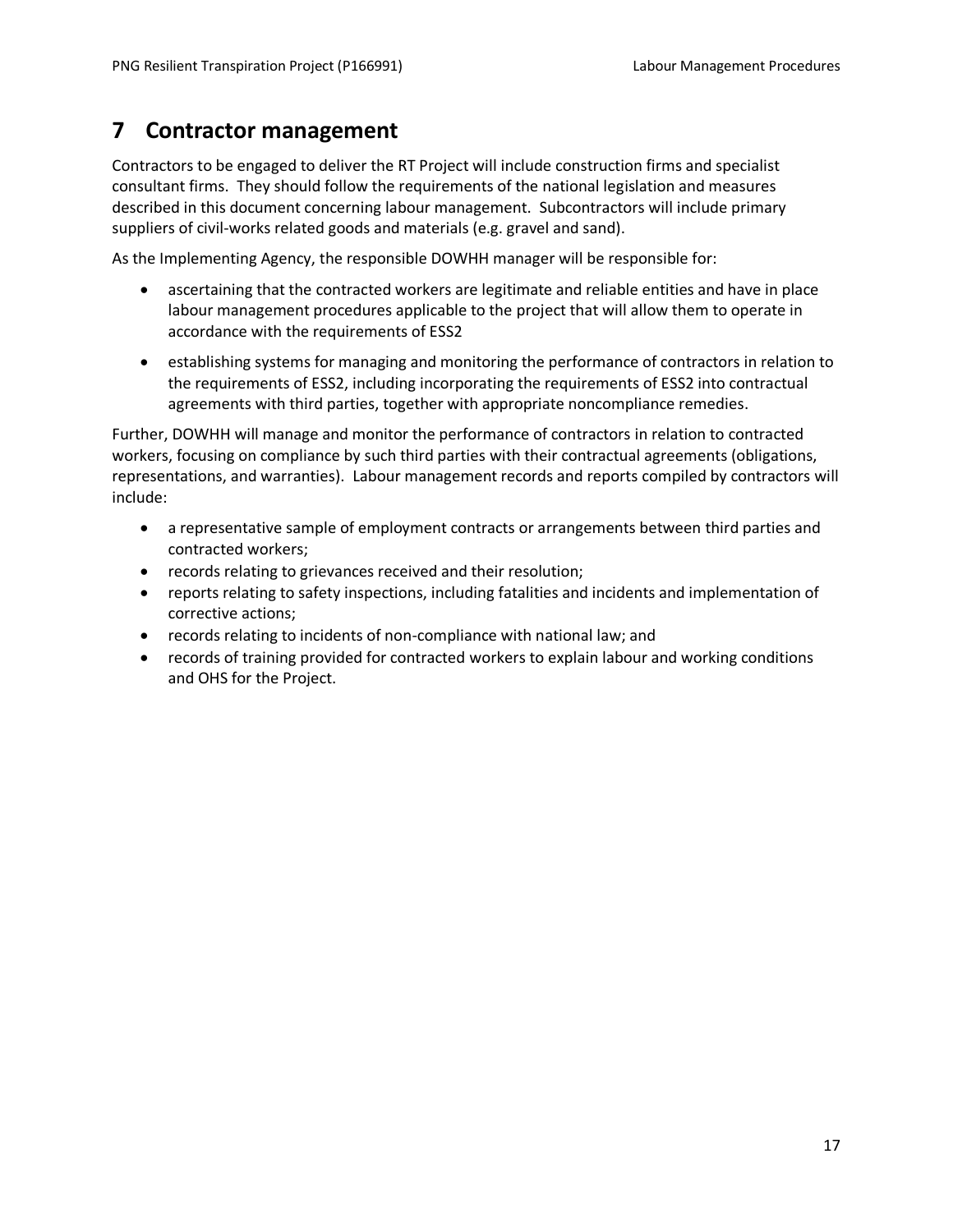# 7 Contractor management

Contractors to be engaged to deliver the RT Project will include construction firms and specialist consultant firms. They should follow the requirements of the national legislation and measures described in this document concerning labour management. Subcontractors will include primary suppliers of civil-works related goods and materials (e.g. gravel and sand).

As the Implementing Agency, the responsible DOWHH manager will be responsible for:

- ascertaining that the contracted workers are legitimate and reliable entities and have in place labour management procedures applicable to the project that will allow them to operate in accordance with the requirements of ESS2
- establishing systems for managing and monitoring the performance of contractors in relation to the requirements of ESS2, including incorporating the requirements of ESS2 into contractual agreements with third parties, together with appropriate noncompliance remedies.

Further, DOWHH will manage and monitor the performance of contractors in relation to contracted workers, focusing on compliance by such third parties with their contractual agreements (obligations, representations, and warranties). Labour management records and reports compiled by contractors will include:

- a representative sample of employment contracts or arrangements between third parties and contracted workers;
- records relating to grievances received and their resolution;
- reports relating to safety inspections, including fatalities and incidents and implementation of corrective actions;
- records relating to incidents of non-compliance with national law; and
- records of training provided for contracted workers to explain labour and working conditions and OHS for the Project.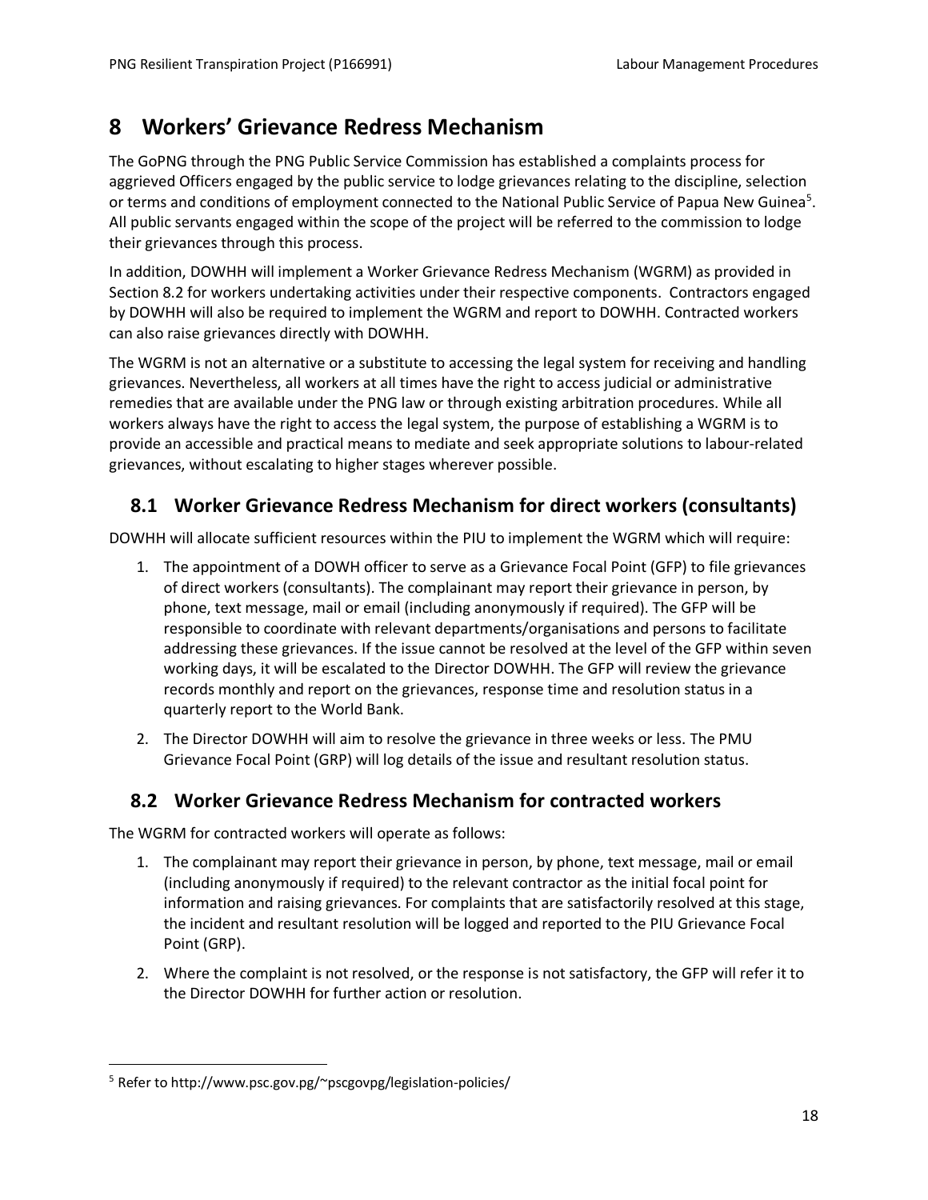# 8 Workers' Grievance Redress Mechanism

The GoPNG through the PNG Public Service Commission has established a complaints process for aggrieved Officers engaged by the public service to lodge grievances relating to the discipline, selection or terms and conditions of employment connected to the National Public Service of Papua New Guinea[5]. All public servants engaged within the scope of the project will be referred to the commission to lodge their grievances through this process.

In addition, DOWHH will implement a Worker Grievance Redress Mechanism (WGRM) as provided in Section 8.2 for workers undertaking activities under their respective components. Contractors engaged by DOWHH will also be required to implement the WGRM and report to DOWHH. Contracted workers can also raise grievances directly with DOWHH.

The WGRM is not an alternative or a substitute to accessing the legal system for receiving and handling grievances. Nevertheless, all workers at all times have the right to access judicial or administrative remedies that are available under the PNG law or through existing arbitration procedures. While all workers always have the right to access the legal system, the purpose of establishing a WGRM is to provide an accessible and practical means to mediate and seek appropriate solutions to labour-related grievances, without escalating to higher stages wherever possible.

## 8.1 Worker Grievance Redress Mechanism for direct workers (consultants)

DOWHH will allocate sufficient resources within the PIU to implement the WGRM which will require:

1. The appointment of a DOWH officer to serve as a Grievance Focal Point (GFP) to file grievances of direct workers (consultants). The complainant may report their grievance in person, by phone, text message, mail or email (including anonymously if required). The GFP will be responsible to coordinate with relevant departments/organisations and persons to facilitate addressing these grievances. If the issue cannot be resolved at the level of the GFP within seven working days, it will be escalated to the Director DOWHH. The GFP will review the grievance records monthly and report on the grievances, response time and resolution status in a quarterly report to the World Bank.
2. The Director DOWHH will aim to resolve the grievance in three weeks or less. The PMU Grievance Focal Point (GRP) will log details of the issue and resultant resolution status.

## 8.2 Worker Grievance Redress Mechanism for contracted workers

The WGRM for contracted workers will operate as follows:

1. The complainant may report their grievance in person, by phone, text message, mail or email (including anonymously if required) to the relevant contractor as the initial focal point for information and raising grievances. For complaints that are satisfactorily resolved at this stage, the incident and resultant resolution will be logged and reported to the PIU Grievance Focal Point (GRP).
2. Where the complaint is not resolved, or the response is not satisfactory, the GFP will refer it to the Director DOWHH for further action or resolution.

[5] Refer to http://www.psc.gov.pg/~pscgovpg/legislation-policies/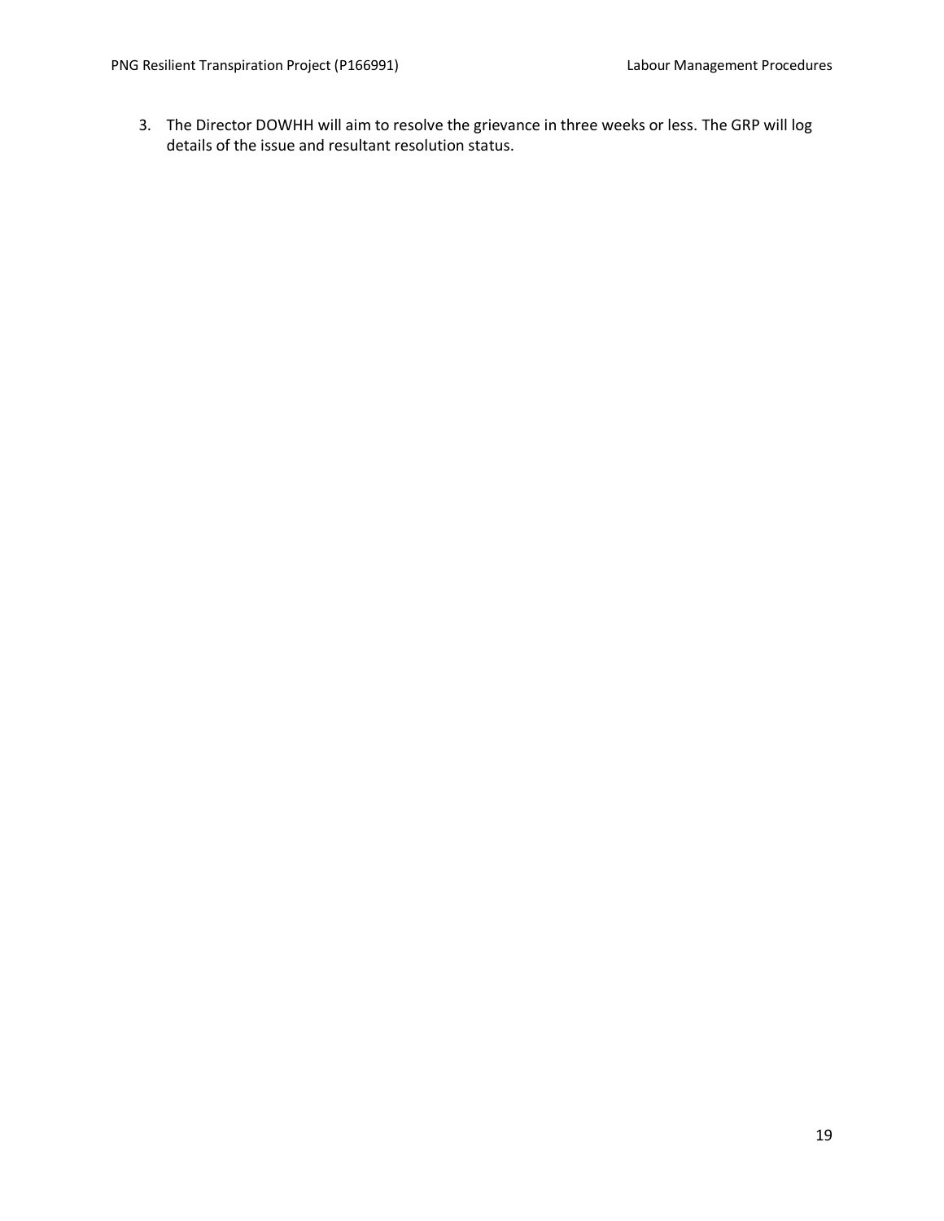3. The Director DOWHH will aim to resolve the grievance in three weeks or less. The GRP will log details of the issue and resultant resolution status.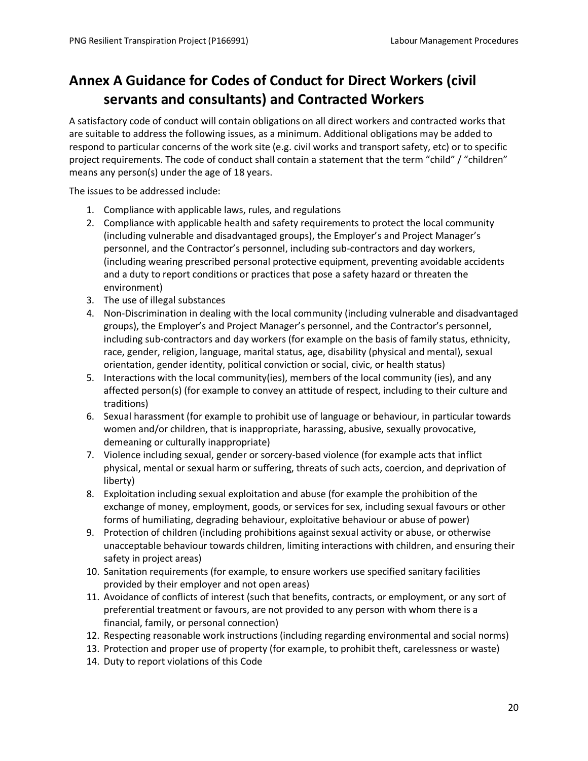# Annex A Guidance for Codes of Conduct for Direct Workers (civil servants and consultants) and Contracted Workers

A satisfactory code of conduct will contain obligations on all direct workers and contracted works that are suitable to address the following issues, as a minimum. Additional obligations may be added to respond to particular concerns of the work site (e.g. civil works and transport safety, etc) or to specific project requirements. The code of conduct shall contain a statement that the term "child" / "children" means any person(s) under the age of 18 years.

The issues to be addressed include:

1. Compliance with applicable laws, rules, and regulations
2. Compliance with applicable health and safety requirements to protect the local community (including vulnerable and disadvantaged groups), the Employer's and Project Manager's personnel, and the Contractor's personnel, including sub-contractors and day workers, (including wearing prescribed personal protective equipment, preventing avoidable accidents and a duty to report conditions or practices that pose a safety hazard or threaten the environment)
3. The use of illegal substances
4. Non-Discrimination in dealing with the local community (including vulnerable and disadvantaged groups), the Employer's and Project Manager's personnel, and the Contractor's personnel, including sub-contractors and day workers (for example on the basis of family status, ethnicity, race, gender, religion, language, marital status, age, disability (physical and mental), sexual orientation, gender identity, political conviction or social, civic, or health status)
5. Interactions with the local community(ies), members of the local community (ies), and any affected person(s) (for example to convey an attitude of respect, including to their culture and traditions)
6. Sexual harassment (for example to prohibit use of language or behaviour, in particular towards women and/or children, that is inappropriate, harassing, abusive, sexually provocative, demeaning or culturally inappropriate)
7. Violence including sexual, gender or sorcery-based violence (for example acts that inflict physical, mental or sexual harm or suffering, threats of such acts, coercion, and deprivation of liberty)
8. Exploitation including sexual exploitation and abuse (for example the prohibition of the exchange of money, employment, goods, or services for sex, including sexual favours or other forms of humiliating, degrading behaviour, exploitative behaviour or abuse of power)
9. Protection of children (including prohibitions against sexual activity or abuse, or otherwise unacceptable behaviour towards children, limiting interactions with children, and ensuring their safety in project areas)
10. Sanitation requirements (for example, to ensure workers use specified sanitary facilities provided by their employer and not open areas)
11. Avoidance of conflicts of interest (such that benefits, contracts, or employment, or any sort of preferential treatment or favours, are not provided to any person with whom there is a financial, family, or personal connection)
12. Respecting reasonable work instructions (including regarding environmental and social norms)
13. Protection and proper use of property (for example, to prohibit theft, carelessness or waste)
14. Duty to report violations of this Code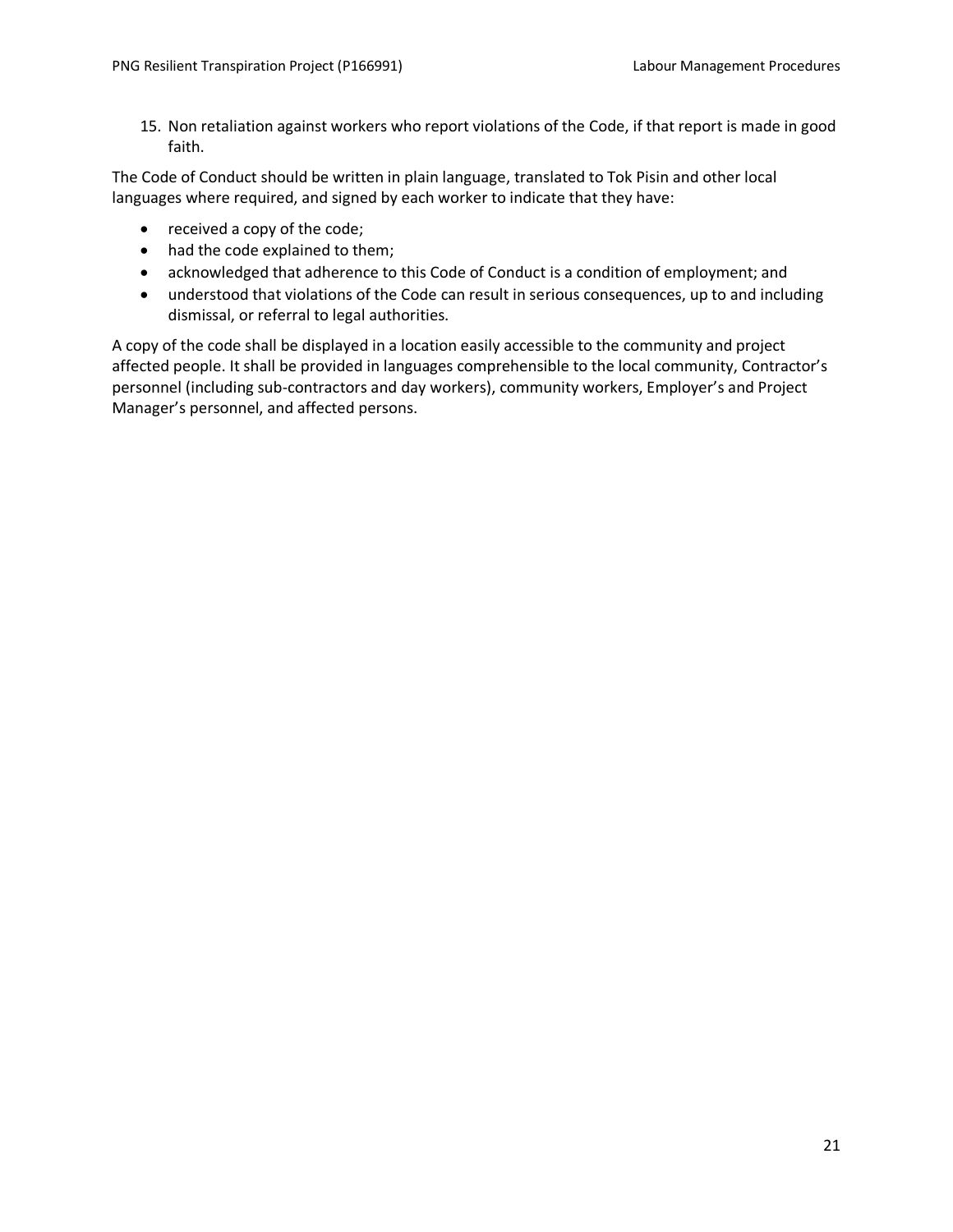15. Non retaliation against workers who report violations of the Code, if that report is made in good faith.

The Code of Conduct should be written in plain language, translated to Tok Pisin and other local languages where required, and signed by each worker to indicate that they have:

- received a copy of the code;
- had the code explained to them;
- acknowledged that adherence to this Code of Conduct is a condition of employment; and
- understood that violations of the Code can result in serious consequences, up to and including dismissal, or referral to legal authorities.

A copy of the code shall be displayed in a location easily accessible to the community and project affected people. It shall be provided in languages comprehensible to the local community, Contractor's personnel (including sub-contractors and day workers), community workers, Employer's and Project Manager's personnel, and affected persons.